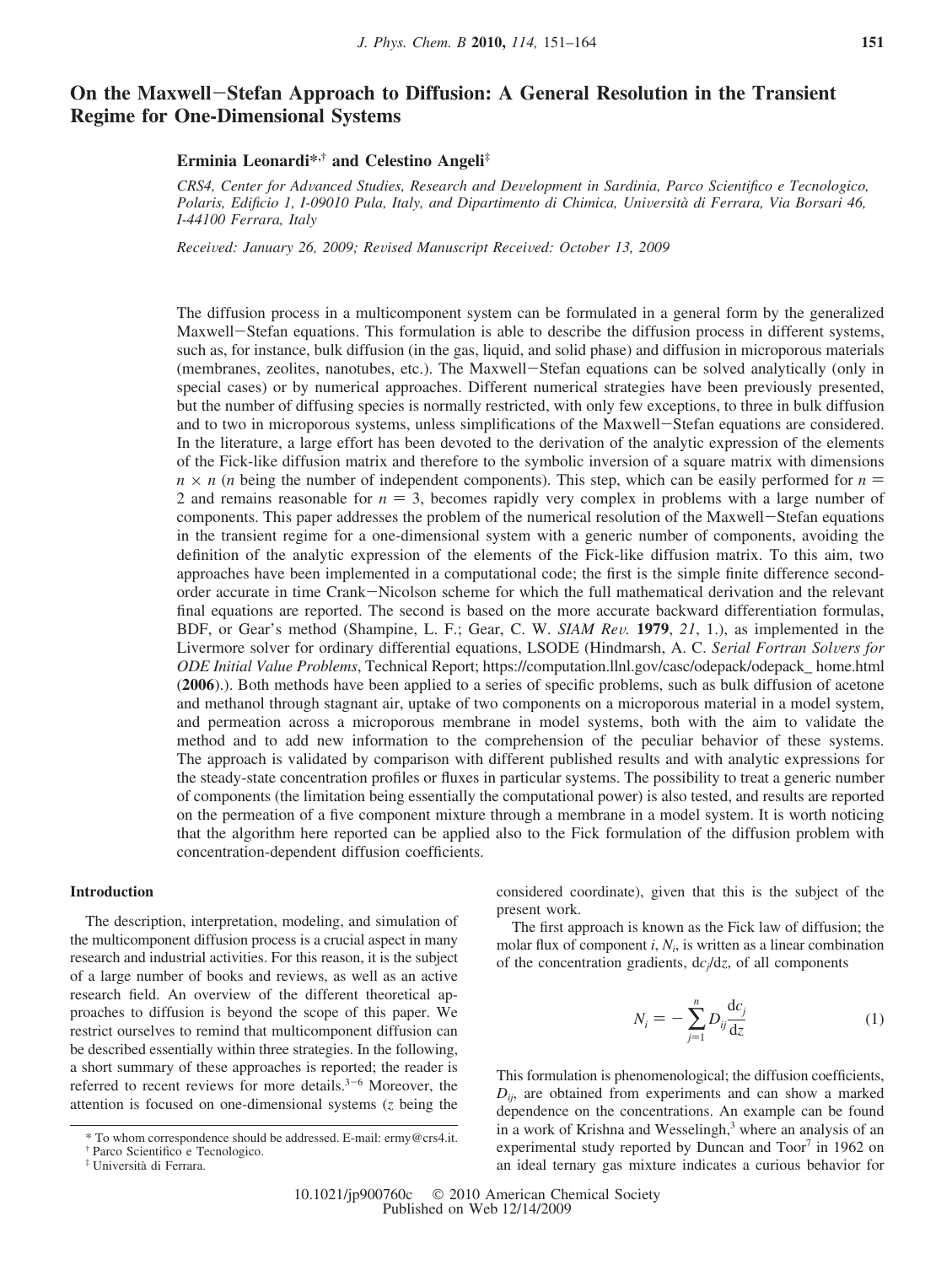# On the Maxwell−Stefan Approach to Diffusion: A General Resolution in the Transient Regime for One-Dimensional Systems

**Erminia Leonardi\*,† and Celestino Angeli‡**

*CRS4, Center for Advanced Studies, Research and Development in Sardinia, Parco Scientifico e Tecnologico, Polaris, Edificio 1, I-09010 Pula, Italy, and Dipartimento di Chimica, Università di Ferrara, Via Borsari 46, I-44100 Ferrara, Italy*

*Received: January 26, 2009; Revised Manuscript Received: October 13, 2009*

The diffusion process in a multicomponent system can be formulated in a general form by the generalized Maxwell−Stefan equations. This formulation is able to describe the diffusion process in different systems, such as, for instance, bulk diffusion (in the gas, liquid, and solid phase) and diffusion in microporous materials (membranes, zeolites, nanotubes, etc.). The Maxwell−Stefan equations can be solved analytically (only in special cases) or by numerical approaches. Different numerical strategies have been previously presented, but the number of diffusing species is normally restricted, with only few exceptions, to three in bulk diffusion and to two in microporous systems, unless simplifications of the Maxwell−Stefan equations are considered. In the literature, a large effort has been devoted to the derivation of the analytic expression of the elements of the Fick-like diffusion matrix and therefore to the symbolic inversion of a square matrix with dimensions $n \times n$ ($n$ being the number of independent components). This step, which can be easily performed for $n = 2$ and remains reasonable for $n = 3$, becomes rapidly very complex in problems with a large number of components. This paper addresses the problem of the numerical resolution of the Maxwell−Stefan equations in the transient regime for a one-dimensional system with a generic number of components, avoiding the definition of the analytic expression of the elements of the Fick-like diffusion matrix. To this aim, two approaches have been implemented in a computational code; the first is the simple finite difference second-order accurate in time Crank−Nicolson scheme for which the full mathematical derivation and the relevant final equations are reported. The second is based on the more accurate backward differentiation formulas, BDF, or Gear's method (Shampine, L. F.; Gear, C. W. *SIAM Rev.* **1979**, *21*, 1.), as implemented in the Livermore solver for ordinary differential equations, LSODE (Hindmarsh, A. C. *Serial Fortran Solvers for ODE Initial Value Problems*, Technical Report; https://computation.llnl.gov/casc/odepack/odepack_ home.html (**2006**).). Both methods have been applied to a series of specific problems, such as bulk diffusion of acetone and methanol through stagnant air, uptake of two components on a microporous material in a model system, and permeation across a microporous membrane in model systems, both with the aim to validate the method and to add new information to the comprehension of the peculiar behavior of these systems. The approach is validated by comparison with different published results and with analytic expressions for the steady-state concentration profiles or fluxes in particular systems. The possibility to treat a generic number of components (the limitation being essentially the computational power) is also tested, and results are reported on the permeation of a five component mixture through a membrane in a model system. It is worth noticing that the algorithm here reported can be applied also to the Fick formulation of the diffusion problem with concentration-dependent diffusion coefficients.

## Introduction

The description, interpretation, modeling, and simulation of the multicomponent diffusion process is a crucial aspect in many research and industrial activities. For this reason, it is the subject of a large number of books and reviews, as well as an active research field. An overview of the different theoretical approaches to diffusion is beyond the scope of this paper. We restrict ourselves to remind that multicomponent diffusion can be described essentially within three strategies. In the following, a short summary of these approaches is reported; the reader is referred to recent reviews for more details.[3−6] Moreover, the attention is focused on one-dimensional systems ($z$ being the considered coordinate), given that this is the subject of the present work.

The first approach is known as the Fick law of diffusion; the molar flux of component $i$, $N_i$, is written as a linear combination of the concentration gradients, $\mathrm{d}c_j/\mathrm{d}z$, of all components

$$N_i = -\sum_{j=1}^{n} D_{ij}\frac{\mathrm{d}c_j}{\mathrm{d}z} \tag{1}$$

This formulation is phenomenological; the diffusion coefficients, $D_{ij}$, are obtained from experiments and can show a marked dependence on the concentrations. An example can be found in a work of Krishna and Wesselingh,[3] where an analysis of an experimental study reported by Duncan and Toor[7] in 1962 on an ideal ternary gas mixture indicates a curious behavior for

\* To whom correspondence should be addressed. E-mail: ermy@crs4.it.
† Parco Scientifico e Tecnologico.
‡ Università di Ferrara.

10.1021/jp900760c © 2010 American Chemical Society
Published on Web 12/14/2009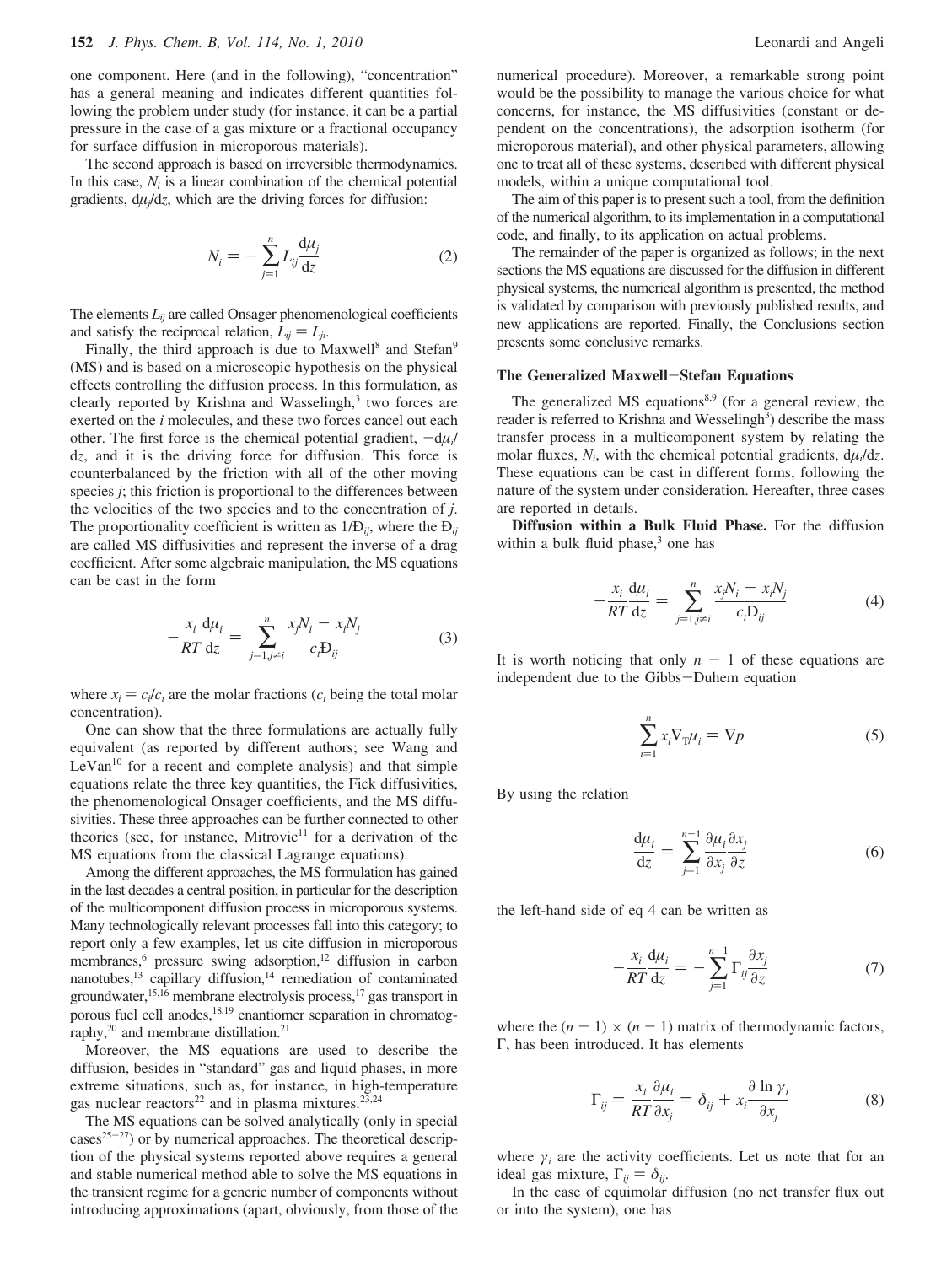one component. Here (and in the following), "concentration" has a general meaning and indicates different quantities following the problem under study (for instance, it can be a partial pressure in the case of a gas mixture or a fractional occupancy for surface diffusion in microporous materials).

The second approach is based on irreversible thermodynamics. In this case, $N_i$ is a linear combination of the chemical potential gradients, $d\mu_j/dz$, which are the driving forces for diffusion:

$$N_i = -\sum_{j=1}^{n} L_{ij}\frac{d\mu_j}{dz} \quad (2)$$

The elements $L_{ij}$ are called Onsager phenomenological coefficients and satisfy the reciprocal relation, $L_{ij} = L_{ji}$.

Finally, the third approach is due to Maxwell[8] and Stefan[9] (MS) and is based on a microscopic hypothesis on the physical effects controlling the diffusion process. In this formulation, as clearly reported by Krishna and Wasselingh,[3] two forces are exerted on the $i$ molecules, and these two forces cancel out each other. The first force is the chemical potential gradient, $-d\mu_i/dz$, and it is the driving force for diffusion. This force is counterbalanced by the friction with all of the other moving species $j$; this friction is proportional to the differences between the velocities of the two species and to the concentration of $j$. The proportionality coefficient is written as $1/Đ_{ij}$, where the $Đ_{ij}$ are called MS diffusivities and represent the inverse of a drag coefficient. After some algebraic manipulation, the MS equations can be cast in the form

$$-\frac{x_i}{RT}\frac{d\mu_i}{dz} = \sum_{j=1, j\neq i}^{n} \frac{x_j N_i - x_i N_j}{c_t Đ_{ij}} \quad (3)$$

where $x_i = c_i/c_t$ are the molar fractions ($c_t$ being the total molar concentration).

One can show that the three formulations are actually fully equivalent (as reported by different authors; see Wang and LeVan[10] for a recent and complete analysis) and that simple equations relate the three key quantities, the Fick diffusivities, the phenomenological Onsager coefficients, and the MS diffusivities. These three approaches can be further connected to other theories (see, for instance, Mitrovic[11] for a derivation of the MS equations from the classical Lagrange equations).

Among the different approaches, the MS formulation has gained in the last decades a central position, in particular for the description of the multicomponent diffusion process in microporous systems. Many technologically relevant processes fall into this category; to report only a few examples, let us cite diffusion in microporous membranes,[6] pressure swing adsorption,[12] diffusion in carbon nanotubes,[13] capillary diffusion,[14] remediation of contaminated groundwater,[15,16] membrane electrolysis process,[17] gas transport in porous fuel cell anodes,[18,19] enantiomer separation in chromatography,[20] and membrane distillation.[21]

Moreover, the MS equations are used to describe the diffusion, besides in "standard" gas and liquid phases, in more extreme situations, such as, for instance, in high-temperature gas nuclear reactors[22] and in plasma mixtures.[23,24]

The MS equations can be solved analytically (only in special cases[25-27]) or by numerical approaches. The theoretical description of the physical systems reported above requires a general and stable numerical method able to solve the MS equations in the transient regime for a generic number of components without introducing approximations (apart, obviously, from those of the numerical procedure). Moreover, a remarkable strong point would be the possibility to manage the various choice for what concerns, for instance, the MS diffusivities (constant or dependent on the concentrations), the adsorption isotherm (for microporous material), and other physical parameters, allowing one to treat all of these systems, described with different physical models, within a unique computational tool.

The aim of this paper is to present such a tool, from the definition of the numerical algorithm, to its implementation in a computational code, and finally, to its application on actual problems.

The remainder of the paper is organized as follows; in the next sections the MS equations are discussed for the diffusion in different physical systems, the numerical algorithm is presented, the method is validated by comparison with previously published results, and new applications are reported. Finally, the Conclusions section presents some conclusive remarks.

## The Generalized Maxwell−Stefan Equations

The generalized MS equations[8,9] (for a general review, the reader is referred to Krishna and Wesselingh[3]) describe the mass transfer process in a multicomponent system by relating the molar fluxes, $N_i$, with the chemical potential gradients, $d\mu_i/dz$. These equations can be cast in different forms, following the nature of the system under consideration. Hereafter, three cases are reported in details.

**Diffusion within a Bulk Fluid Phase.** For the diffusion within a bulk fluid phase,[3] one has

$$-\frac{x_i}{RT}\frac{d\mu_i}{dz} = \sum_{j=1, j\neq i}^{n} \frac{x_j N_i - x_i N_j}{c_t Đ_{ij}} \quad (4)$$

It is worth noticing that only $n - 1$ of these equations are independent due to the Gibbs−Duhem equation

$$\sum_{i=1}^{n} x_i \nabla_T \mu_i = \nabla p \quad (5)$$

By using the relation

$$\frac{d\mu_i}{dz} = \sum_{j=1}^{n-1} \frac{\partial \mu_i}{\partial x_j}\frac{\partial x_j}{\partial z} \quad (6)$$

the left-hand side of eq 4 can be written as

$$-\frac{x_i}{RT}\frac{d\mu_i}{dz} = -\sum_{j=1}^{n-1} \Gamma_{ij}\frac{\partial x_j}{\partial z} \quad (7)$$

where the $(n - 1) \times (n - 1)$ matrix of thermodynamic factors, $\Gamma$, has been introduced. It has elements

$$\Gamma_{ij} = \frac{x_i}{RT}\frac{\partial \mu_i}{\partial x_j} = \delta_{ij} + x_i\frac{\partial \ln \gamma_i}{\partial x_j} \quad (8)$$

where $\gamma_i$ are the activity coefficients. Let us note that for an ideal gas mixture, $\Gamma_{ij} = \delta_{ij}$.

In the case of equimolar diffusion (no net transfer flux out or into the system), one has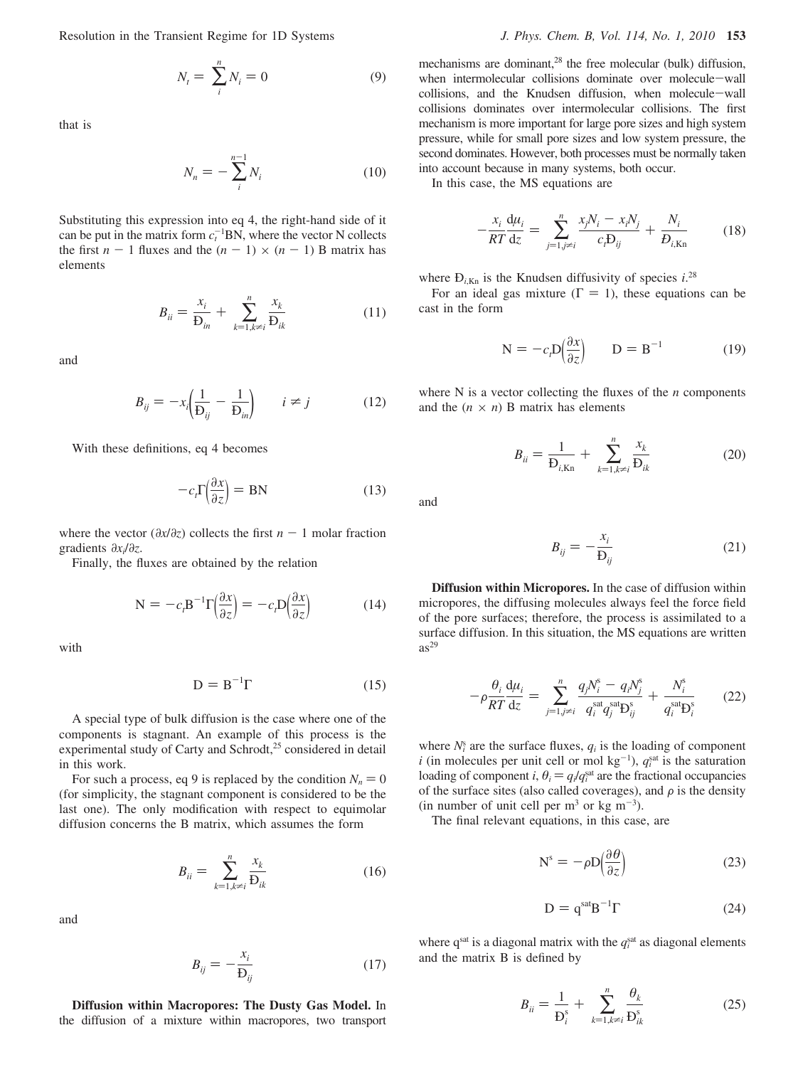$$N_t = \sum_{i}^{n} N_i = 0 \tag{9}$$

that is

$$N_n = -\sum_{i}^{n-1} N_i \tag{10}$$

Substituting this expression into eq 4, the right-hand side of it can be put in the matrix form $c_t^{-1}$BN, where the vector N collects the first $n - 1$ fluxes and the $(n - 1) \times (n - 1)$ B matrix has elements

$$B_{ii} = \frac{x_i}{Đ_{in}} + \sum_{k=1,k\neq i}^{n} \frac{x_k}{Đ_{ik}} \tag{11}$$

and

$$B_{ij} = -x_i\left(\frac{1}{Đ_{ij}} - \frac{1}{Đ_{in}}\right) \qquad i \neq j \tag{12}$$

With these definitions, eq 4 becomes

$$-c_t\Gamma\left(\frac{\partial x}{\partial z}\right) = \mathrm{BN} \tag{13}$$

where the vector $(\partial x/\partial z)$ collects the first $n - 1$ molar fraction gradients $\partial x_i/\partial z$.

Finally, the fluxes are obtained by the relation

$$\mathrm{N} = -c_t\mathrm{B}^{-1}\Gamma\left(\frac{\partial x}{\partial z}\right) = -c_t\mathrm{D}\left(\frac{\partial x}{\partial z}\right) \tag{14}$$

with

$$\mathrm{D} = \mathrm{B}^{-1}\Gamma \tag{15}$$

A special type of bulk diffusion is the case where one of the components is stagnant. An example of this process is the experimental study of Carty and Schrodt,[25] considered in detail in this work.

For such a process, eq 9 is replaced by the condition $N_n = 0$ (for simplicity, the stagnant component is considered to be the last one). The only modification with respect to equimolar diffusion concerns the B matrix, which assumes the form

$$B_{ii} = \sum_{k=1,k\neq i}^{n} \frac{x_k}{Đ_{ik}} \tag{16}$$

and

$$B_{ij} = -\frac{x_i}{Đ_{ij}} \tag{17}$$

**Diffusion within Macropores: The Dusty Gas Model.** In the diffusion of a mixture within macropores, two transport mechanisms are dominant,[28] the free molecular (bulk) diffusion, when intermolecular collisions dominate over molecule–wall collisions, and the Knudsen diffusion, when molecule–wall collisions dominates over intermolecular collisions. The first mechanism is more important for large pore sizes and high system pressure, while for small pore sizes and low system pressure, the second dominates. However, both processes must be normally taken into account because in many systems, both occur.

In this case, the MS equations are

$$-\frac{x_i}{RT}\frac{\mathrm{d}\mu_i}{\mathrm{d}z} = \sum_{j=1,j\neq i}^{n} \frac{x_jN_i - x_iN_j}{c_tĐ_{ij}} + \frac{N_i}{Đ_{i,\mathrm{Kn}}} \tag{18}$$

where $Đ_{i,\mathrm{Kn}}$ is the Knudsen diffusivity of species $i$.[28]

For an ideal gas mixture ($\Gamma = 1$), these equations can be cast in the form

$$\mathrm{N} = -c_t\mathrm{D}\left(\frac{\partial x}{\partial z}\right) \qquad \mathrm{D} = \mathrm{B}^{-1} \tag{19}$$

where N is a vector collecting the fluxes of the $n$ components and the $(n \times n)$ B matrix has elements

$$B_{ii} = \frac{1}{Đ_{i,\mathrm{Kn}}} + \sum_{k=1,k\neq i}^{n} \frac{x_k}{Đ_{ik}} \tag{20}$$

and

$$B_{ij} = -\frac{x_i}{Đ_{ij}} \tag{21}$$

**Diffusion within Micropores.** In the case of diffusion within micropores, the diffusing molecules always feel the force field of the pore surfaces; therefore, the process is assimilated to a surface diffusion. In this situation, the MS equations are written as[29]

$$-\rho\frac{\theta_i}{RT}\frac{\mathrm{d}\mu_i}{\mathrm{d}z} = \sum_{j=1,j\neq i}^{n} \frac{q_jN_i^{\mathrm{s}} - q_iN_j^{\mathrm{s}}}{q_i^{\mathrm{sat}}q_j^{\mathrm{sat}}Đ_{ij}^{\mathrm{s}}} + \frac{N_i^{\mathrm{s}}}{q_i^{\mathrm{sat}}Đ_i^{\mathrm{s}}} \tag{22}$$

where $N_i^{\mathrm{s}}$ are the surface fluxes, $q_i$ is the loading of component $i$ (in molecules per unit cell or mol kg$^{-1}$), $q_i^{\mathrm{sat}}$ is the saturation loading of component $i$, $\theta_i = q_i/q_i^{\mathrm{sat}}$ are the fractional occupancies of the surface sites (also called coverages), and $\rho$ is the density (in number of unit cell per m$^3$ or kg m$^{-3}$).

The final relevant equations, in this case, are

$$\mathrm{N}^{\mathrm{s}} = -\rho\mathrm{D}\left(\frac{\partial\theta}{\partial z}\right) \tag{23}$$

$$\mathrm{D} = \mathrm{q}^{\mathrm{sat}}\mathrm{B}^{-1}\Gamma \tag{24}$$

where $\mathrm{q}^{\mathrm{sat}}$ is a diagonal matrix with the $q_i^{\mathrm{sat}}$ as diagonal elements and the matrix B is defined by

$$B_{ii} = \frac{1}{Đ_i^{\mathrm{s}}} + \sum_{k=1,k\neq i}^{n} \frac{\theta_k}{Đ_{ik}^{\mathrm{s}}} \tag{25}$$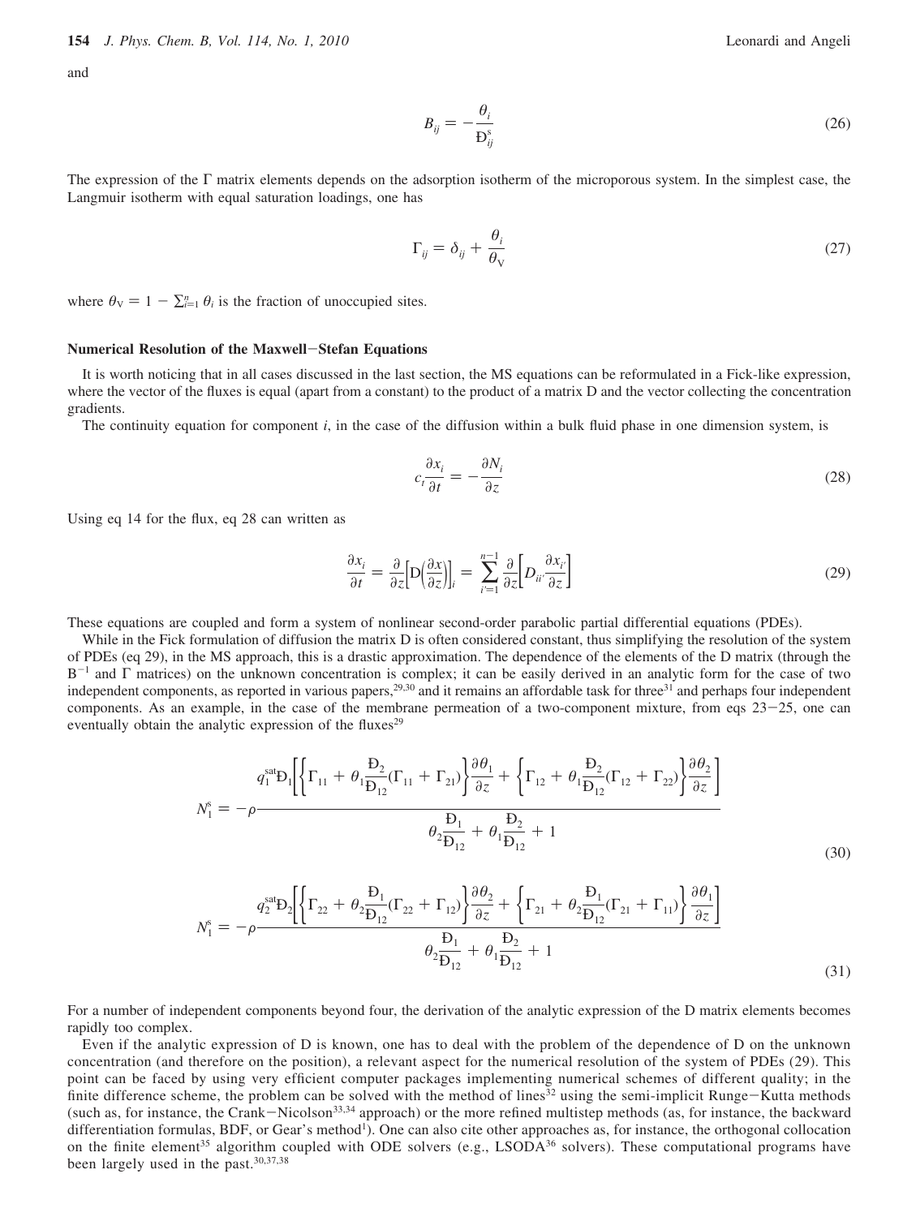and

$$B_{ij} = -\frac{\theta_i}{Đ_{ij}^{s}} \tag{26}$$

The expression of the Γ matrix elements depends on the adsorption isotherm of the microporous system. In the simplest case, the Langmuir isotherm with equal saturation loadings, one has

$$\Gamma_{ij} = \delta_{ij} + \frac{\theta_i}{\theta_V} \tag{27}$$

where $\theta_V = 1 - \sum_{i=1}^{n} \theta_i$ is the fraction of unoccupied sites.

### Numerical Resolution of the Maxwell–Stefan Equations

It is worth noticing that in all cases discussed in the last section, the MS equations can be reformulated in a Fick-like expression, where the vector of the fluxes is equal (apart from a constant) to the product of a matrix D and the vector collecting the concentration gradients.

The continuity equation for component $i$, in the case of the diffusion within a bulk fluid phase in one dimension system, is

$$c_t \frac{\partial x_i}{\partial t} = -\frac{\partial N_i}{\partial z} \tag{28}$$

Using eq 14 for the flux, eq 28 can written as

$$\frac{\partial x_i}{\partial t} = \frac{\partial}{\partial z}\left[\mathrm{D}\left(\frac{\partial x}{\partial z}\right)\right]_i = \sum_{i'=1}^{n-1} \frac{\partial}{\partial z}\left[D_{ii'}\frac{\partial x_{i'}}{\partial z}\right] \tag{29}$$

These equations are coupled and form a system of nonlinear second-order parabolic partial differential equations (PDEs).

While in the Fick formulation of diffusion the matrix D is often considered constant, thus simplifying the resolution of the system of PDEs (eq 29), in the MS approach, this is a drastic approximation. The dependence of the elements of the D matrix (through the $B^{-1}$ and Γ matrices) on the unknown concentration is complex; it can be easily derived in an analytic form for the case of two independent components, as reported in various papers,[29,30] and it remains an affordable task for three[31] and perhaps four independent components. As an example, in the case of the membrane permeation of a two-component mixture, from eqs 23–25, one can eventually obtain the analytic expression of the fluxes[29]

$$N_1^{s} = -\rho \frac{q_1^{sat}Đ_1\left[\left\{\Gamma_{11} + \theta_1\frac{Đ_2}{Đ_{12}}(\Gamma_{11} + \Gamma_{21})\right\}\frac{\partial \theta_1}{\partial z} + \left\{\Gamma_{12} + \theta_1\frac{Đ_2}{Đ_{12}}(\Gamma_{12} + \Gamma_{22})\right\}\frac{\partial \theta_2}{\partial z}\right]}{\theta_2\frac{Đ_1}{Đ_{12}} + \theta_1\frac{Đ_2}{Đ_{12}} + 1} \tag{30}$$

$$N_1^{s} = -\rho \frac{q_2^{sat}Đ_2\left[\left\{\Gamma_{22} + \theta_2\frac{Đ_1}{Đ_{12}}(\Gamma_{22} + \Gamma_{12})\right\}\frac{\partial \theta_2}{\partial z} + \left\{\Gamma_{21} + \theta_2\frac{Đ_1}{Đ_{12}}(\Gamma_{21} + \Gamma_{11})\right\}\frac{\partial \theta_1}{\partial z}\right]}{\theta_2\frac{Đ_1}{Đ_{12}} + \theta_1\frac{Đ_2}{Đ_{12}} + 1} \tag{31}$$

For a number of independent components beyond four, the derivation of the analytic expression of the D matrix elements becomes rapidly too complex.

Even if the analytic expression of D is known, one has to deal with the problem of the dependence of D on the unknown concentration (and therefore on the position), a relevant aspect for the numerical resolution of the system of PDEs (29). This point can be faced by using very efficient computer packages implementing numerical schemes of different quality; in the finite difference scheme, the problem can be solved with the method of lines[32] using the semi-implicit Runge–Kutta methods (such as, for instance, the Crank–Nicolson[33,34] approach) or the more refined multistep methods (as, for instance, the backward differentiation formulas, BDF, or Gear's method[1]). One can also cite other approaches as, for instance, the orthogonal collocation on the finite element[35] algorithm coupled with ODE solvers (e.g., LSODA[36] solvers). These computational programs have been largely used in the past.[30,37,38]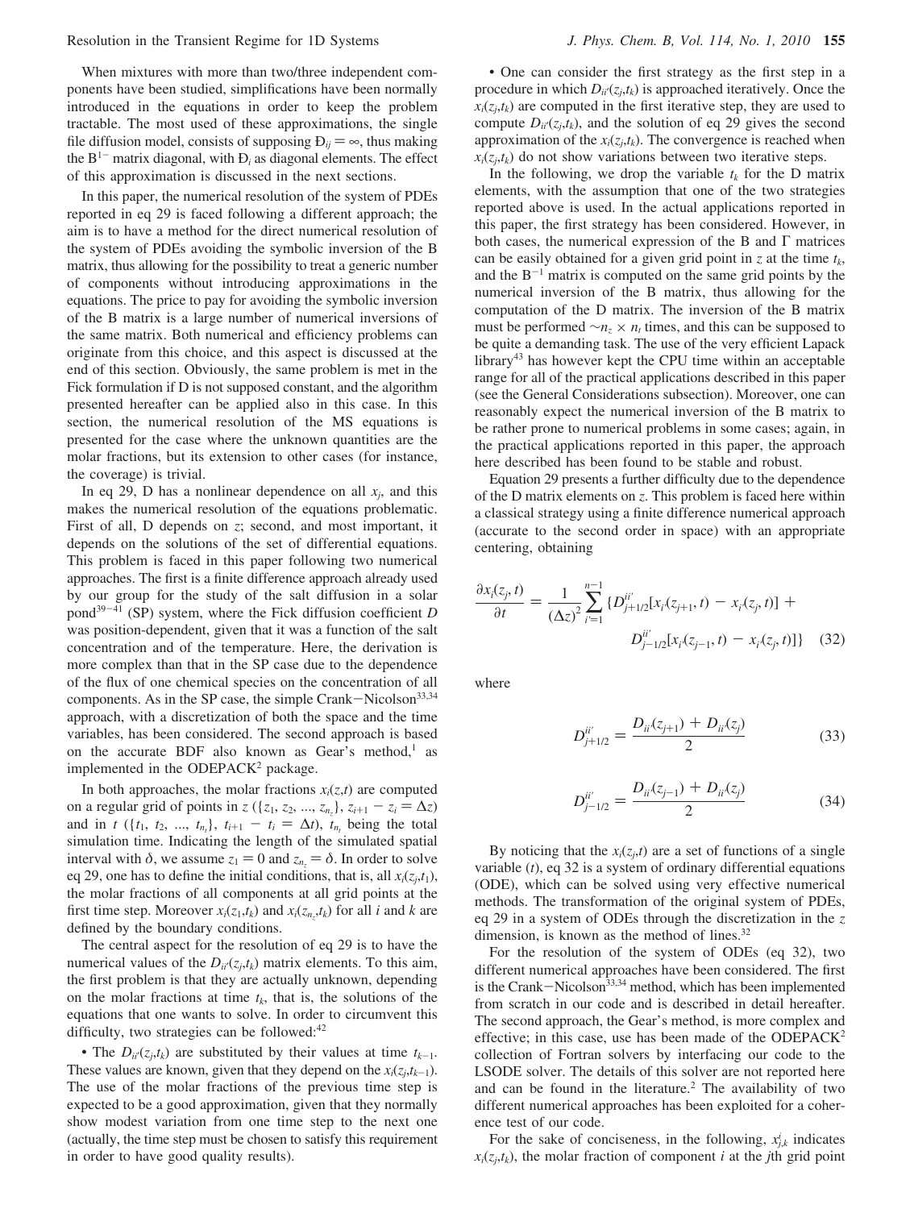When mixtures with more than two/three independent components have been studied, simplifications have been normally introduced in the equations in order to keep the problem tractable. The most used of these approximations, the single file diffusion model, consists of supposing $Đ_{ij} = \infty$, thus making the $B^{1-}$ matrix diagonal, with $Đ_i$ as diagonal elements. The effect of this approximation is discussed in the next sections.

In this paper, the numerical resolution of the system of PDEs reported in eq 29 is faced following a different approach; the aim is to have a method for the direct numerical resolution of the system of PDEs avoiding the symbolic inversion of the B matrix, thus allowing for the possibility to treat a generic number of components without introducing approximations in the equations. The price to pay for avoiding the symbolic inversion of the B matrix is a large number of numerical inversions of the same matrix. Both numerical and efficiency problems can originate from this choice, and this aspect is discussed at the end of this section. Obviously, the same problem is met in the Fick formulation if D is not supposed constant, and the algorithm presented hereafter can be applied also in this case. In this section, the numerical resolution of the MS equations is presented for the case where the unknown quantities are the molar fractions, but its extension to other cases (for instance, the coverage) is trivial.

In eq 29, D has a nonlinear dependence on all $x_j$, and this makes the numerical resolution of the equations problematic. First of all, D depends on $z$; second, and most important, it depends on the solutions of the set of differential equations. This problem is faced in this paper following two numerical approaches. The first is a finite difference approach already used by our group for the study of the salt diffusion in a solar pond[39−41] (SP) system, where the Fick diffusion coefficient $D$ was position-dependent, given that it was a function of the salt concentration and of the temperature. Here, the derivation is more complex than that in the SP case due to the dependence of the flux of one chemical species on the concentration of all components. As in the SP case, the simple Crank−Nicolson[33,34] approach, with a discretization of both the space and the time variables, has been considered. The second approach is based on the accurate BDF also known as Gear's method,[1] as implemented in the ODEPACK[2] package.

In both approaches, the molar fractions $x_i(z,t)$ are computed on a regular grid of points in $z$ ($\{z_1, z_2, ..., z_{n_z}\}$, $z_{i+1} - z_i = \Delta z$) and in $t$ ($\{t_1, t_2, ..., t_{n_t}\}$, $t_{i+1} - t_i = \Delta t$), $t_{n_t}$ being the total simulation time. Indicating the length of the simulated spatial interval with $\delta$, we assume $z_1 = 0$ and $z_{n_z} = \delta$. In order to solve eq 29, one has to define the initial conditions, that is, all $x_i(z_j,t_1)$, the molar fractions of all components at all grid points at the first time step. Moreover $x_i(z_1,t_k)$ and $x_i(z_{n_z},t_k)$ for all $i$ and $k$ are defined by the boundary conditions.

The central aspect for the resolution of eq 29 is to have the numerical values of the $D_{ii'}(z_j,t_k)$ matrix elements. To this aim, the first problem is that they are actually unknown, depending on the molar fractions at time $t_k$, that is, the solutions of the equations that one wants to solve. In order to circumvent this difficulty, two strategies can be followed:[42]

• The $D_{ii'}(z_j,t_k)$ are substituted by their values at time $t_{k-1}$. These values are known, given that they depend on the $x_i(z_j,t_{k-1})$. The use of the molar fractions of the previous time step is expected to be a good approximation, given that they normally show modest variation from one time step to the next one (actually, the time step must be chosen to satisfy this requirement in order to have good quality results).

• One can consider the first strategy as the first step in a procedure in which $D_{ii'}(z_j,t_k)$ is approached iteratively. Once the $x_i(z_j,t_k)$ are computed in the first iterative step, they are used to compute $D_{ii'}(z_j,t_k)$, and the solution of eq 29 gives the second approximation of the $x_i(z_j,t_k)$. The convergence is reached when $x_i(z_j,t_k)$ do not show variations between two iterative steps.

In the following, we drop the variable $t_k$ for the D matrix elements, with the assumption that one of the two strategies reported above is used. In the actual applications reported in this paper, the first strategy has been considered. However, in both cases, the numerical expression of the B and Γ matrices can be easily obtained for a given grid point in $z$ at the time $t_k$, and the $B^{-1}$ matrix is computed on the same grid points by the numerical inversion of the B matrix, thus allowing for the computation of the D matrix. The inversion of the B matrix must be performed $\sim n_z \times n_t$ times, and this can be supposed to be quite a demanding task. The use of the very efficient Lapack library[43] has however kept the CPU time within an acceptable range for all of the practical applications described in this paper (see the General Considerations subsection). Moreover, one can reasonably expect the numerical inversion of the B matrix to be rather prone to numerical problems in some cases; again, in the practical applications reported in this paper, the approach here described has been found to be stable and robust.

Equation 29 presents a further difficulty due to the dependence of the D matrix elements on $z$. This problem is faced here within a classical strategy using a finite difference numerical approach (accurate to the second order in space) with an appropriate centering, obtaining

$$\frac{\partial x_i(z_j,t)}{\partial t} = \frac{1}{(\Delta z)^2}\sum_{i'=1}^{n-1}\{D_{j+1/2}^{ii'}[x_{i'}(z_{j+1},t) - x_{i'}(z_j,t)] + D_{j-1/2}^{ii'}[x_{i'}(z_{j-1},t) - x_{i'}(z_j,t)]\} \quad (32)$$

where

$$D_{j+1/2}^{ii'} = \frac{D_{ii'}(z_{j+1}) + D_{ii'}(z_j)}{2} \quad (33)$$

$$D_{j-1/2}^{ii'} = \frac{D_{ii'}(z_{j-1}) + D_{ii'}(z_j)}{2} \quad (34)$$

By noticing that the $x_i(z_j,t)$ are a set of functions of a single variable ($t$), eq 32 is a system of ordinary differential equations (ODE), which can be solved using very effective numerical methods. The transformation of the original system of PDEs, eq 29 in a system of ODEs through the discretization in the $z$ dimension, is known as the method of lines.[32]

For the resolution of the system of ODEs (eq 32), two different numerical approaches have been considered. The first is the Crank−Nicolson[33,34] method, which has been implemented from scratch in our code and is described in detail hereafter. The second approach, the Gear's method, is more complex and effective; in this case, use has been made of the ODEPACK[2] collection of Fortran solvers by interfacing our code to the LSODE solver. The details of this solver are not reported here and can be found in the literature.[2] The availability of two different numerical approaches has been exploited for a coherence test of our code.

For the sake of conciseness, in the following, $x_{j,k}^i$ indicates $x_i(z_j,t_k)$, the molar fraction of component $i$ at the $j$th grid point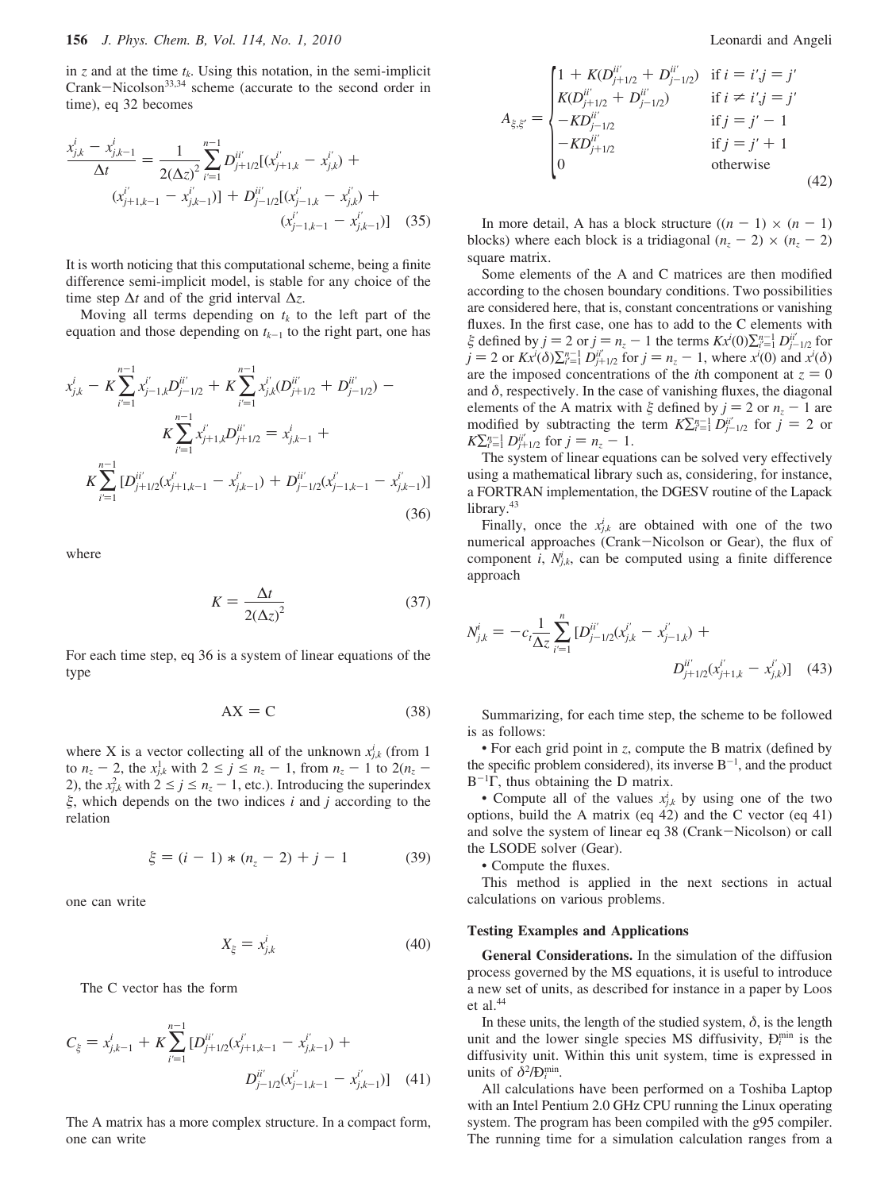in $z$ and at the time $t_k$. Using this notation, in the semi-implicit Crank–Nicolson[33,34] scheme (accurate to the second order in time), eq 32 becomes

$$\frac{x^i_{j,k} - x^i_{j,k-1}}{\Delta t} = \frac{1}{2(\Delta z)^2}\sum_{i'=1}^{n-1} D^{ii'}_{j+1/2}[(x^{i'}_{j+1,k} - x^{i'}_{j,k}) + (x^{i'}_{j+1,k-1} - x^{i'}_{j,k-1})] + D^{ii'}_{j-1/2}[(x^{i'}_{j-1,k} - x^{i'}_{j,k}) + (x^{i'}_{j-1,k-1} - x^{i'}_{j,k-1})] \quad (35)$$

It is worth noticing that this computational scheme, being a finite difference semi-implicit model, is stable for any choice of the time step $\Delta t$ and of the grid interval $\Delta z$.

Moving all terms depending on $t_k$ to the left part of the equation and those depending on $t_{k-1}$ to the right part, one has

$$x^i_{j,k} - K\sum_{i'=1}^{n-1} x^{i'}_{j-1,k}D^{ii'}_{j-1/2} + K\sum_{i'=1}^{n-1} x^{i'}_{j,k}(D^{ii'}_{j+1/2} + D^{ii'}_{j-1/2}) - K\sum_{i'=1}^{n-1} x^{i'}_{j+1,k}D^{ii'}_{j+1/2} = x^i_{j,k-1} + K\sum_{i'=1}^{n-1}[D^{ii'}_{j+1/2}(x^{i'}_{j+1,k-1} - x^{i'}_{j,k-1}) + D^{ii'}_{j-1/2}(x^{i'}_{j-1,k-1} - x^{i'}_{j,k-1})] \quad (36)$$

where

$$K = \frac{\Delta t}{2(\Delta z)^2} \quad (37)$$

For each time step, eq 36 is a system of linear equations of the type

$$AX = C \quad (38)$$

where X is a vector collecting all of the unknown $x^i_{j,k}$ (from 1 to $n_z - 2$, the $x^1_{j,k}$ with $2 \le j \le n_z - 1$, from $n_z - 1$ to $2(n_z - 2)$, the $x^2_{j,k}$ with $2 \le j \le n_z - 1$, etc.). Introducing the superindex $\xi$, which depends on the two indices $i$ and $j$ according to the relation

$$\xi = (i - 1) * (n_z - 2) + j - 1 \quad (39)$$

one can write

$$X_\xi = x^i_{j,k} \quad (40)$$

The C vector has the form

$$C_\xi = x^i_{j,k-1} + K\sum_{i'=1}^{n-1}[D^{ii'}_{j+1/2}(x^{i'}_{j+1,k-1} - x^{i'}_{j,k-1}) + D^{ii'}_{j-1/2}(x^{i'}_{j-1,k-1} - x^{i'}_{j,k-1})] \quad (41)$$

The A matrix has a more complex structure. In a compact form, one can write

$$A_{\xi,\xi'} = \begin{cases} 1 + K(D^{ii'}_{j+1/2} + D^{ii'}_{j-1/2}) & \text{if } i = i', j = j' \\ K(D^{ii'}_{j+1/2} + D^{ii'}_{j-1/2}) & \text{if } i \neq i', j = j' \\ -KD^{ii'}_{j-1/2} & \text{if } j = j' - 1 \\ -KD^{ii'}_{j+1/2} & \text{if } j = j' + 1 \\ 0 & \text{otherwise} \end{cases} \quad (42)$$

In more detail, A has a block structure ($(n - 1) \times (n - 1)$ blocks) where each block is a tridiagonal $(n_z - 2) \times (n_z - 2)$ square matrix.

Some elements of the A and C matrices are then modified according to the chosen boundary conditions. Two possibilities are considered here, that is, constant concentrations or vanishing fluxes. In the first case, one has to add to the C elements with $\xi$ defined by $j = 2$ or $j = n_z - 1$ the terms $Kx^i(0)\sum_{i'=1}^{n-1} D^{ii'}_{j-1/2}$ for $j = 2$ or $Kx^i(\delta)\sum_{i'=1}^{n-1} D^{ii'}_{j+1/2}$ for $j = n_z - 1$, where $x^i(0)$ and $x^i(\delta)$ are the imposed concentrations of the $i$th component at $z = 0$ and $\delta$, respectively. In the case of vanishing fluxes, the diagonal elements of the A matrix with $\xi$ defined by $j = 2$ or $n_z - 1$ are modified by subtracting the term $K\sum_{i'=1}^{n-1} D^{ii'}_{j-1/2}$ for $j = 2$ or $K\sum_{i'=1}^{n-1} D^{ii'}_{j+1/2}$ for $j = n_z - 1$.

The system of linear equations can be solved very effectively using a mathematical library such as, considering, for instance, a FORTRAN implementation, the DGESV routine of the Lapack library.[43]

Finally, once the $x^i_{j,k}$ are obtained with one of the two numerical approaches (Crank–Nicolson or Gear), the flux of component $i$, $N^i_{j,k}$, can be computed using a finite difference approach

$$N^i_{j,k} = -c_t\frac{1}{\Delta z}\sum_{i'=1}^{n}[D^{ii'}_{j-1/2}(x^{i'}_{j,k} - x^{i'}_{j-1,k}) + D^{ii'}_{j+1/2}(x^{i'}_{j+1,k} - x^{i'}_{j,k})] \quad (43)$$

Summarizing, for each time step, the scheme to be followed is as follows:

• For each grid point in $z$, compute the B matrix (defined by the specific problem considered), its inverse $B^{-1}$, and the product $B^{-1}\Gamma$, thus obtaining the D matrix.

• Compute all of the values $x^i_{j,k}$ by using one of the two options, build the A matrix (eq 42) and the C vector (eq 41) and solve the system of linear eq 38 (Crank–Nicolson) or call the LSODE solver (Gear).

• Compute the fluxes.

This method is applied in the next sections in actual calculations on various problems.

## Testing Examples and Applications

**General Considerations.** In the simulation of the diffusion process governed by the MS equations, it is useful to introduce a new set of units, as described for instance in a paper by Loos et al.[44]

In these units, the length of the studied system, $\delta$, is the length unit and the lower single species MS diffusivity, $Đ^{min}_i$ is the diffusivity unit. Within this unit system, time is expressed in units of $\delta^2/Đ^{min}_i$.

All calculations have been performed on a Toshiba Laptop with an Intel Pentium 2.0 GHz CPU running the Linux operating system. The program has been compiled with the g95 compiler. The running time for a simulation calculation ranges from a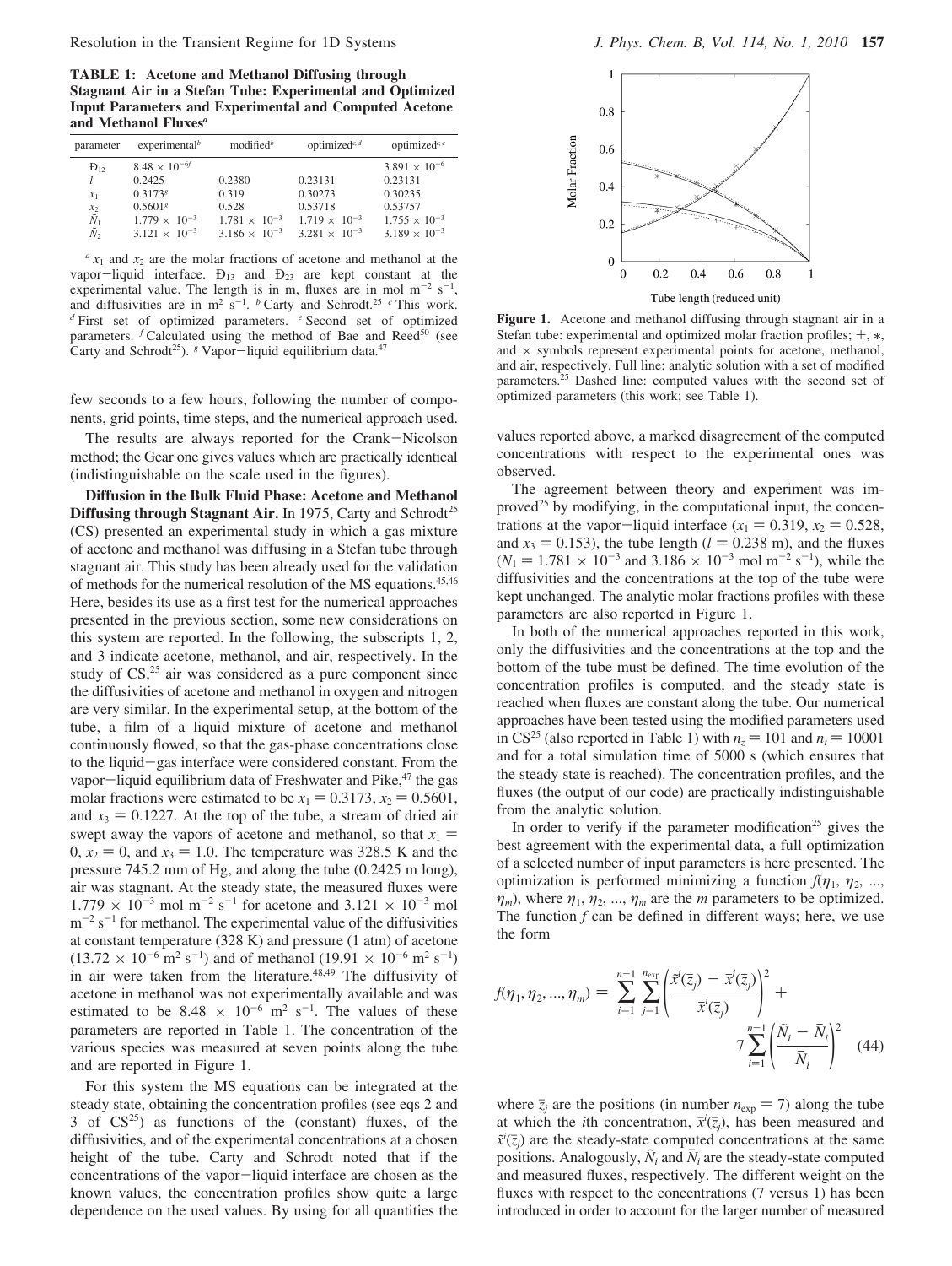**TABLE 1: Acetone and Methanol Diffusing through Stagnant Air in a Stefan Tube: Experimental and Optimized Input Parameters and Experimental and Computed Acetone and Methanol Fluxes[a]**

| parameter | experimental[b] | modified[b] | optimized[c,d] | optimized[c,e] |
|---|---|---|---|---|
| $Đ_{12}$ | $8.48 \times 10^{-6f}$ | | | $3.891 \times 10^{-6}$ |
| $l$ | 0.2425 | 0.2380 | 0.23131 | 0.23131 |
| $x_1$ | 0.3173[g] | 0.319 | 0.30273 | 0.30235 |
| $x_2$ | 0.5601[g] | 0.528 | 0.53718 | 0.53757 |
| $\tilde{N}_1$ | $1.779 \times 10^{-3}$ | $1.781 \times 10^{-3}$ | $1.719 \times 10^{-3}$ | $1.755 \times 10^{-3}$ |
| $\tilde{N}_2$ | $3.121 \times 10^{-3}$ | $3.186 \times 10^{-3}$ | $3.281 \times 10^{-3}$ | $3.189 \times 10^{-3}$ |

[a] $x_1$ and $x_2$ are the molar fractions of acetone and methanol at the vapor–liquid interface. $Đ_{13}$ and $Đ_{23}$ are kept constant at the experimental value. The length is in m, fluxes are in mol m$^{-2}$ s$^{-1}$, and diffusivities are in m$^2$ s$^{-1}$. [b] Carty and Schrodt.[25] [c] This work. [d] First set of optimized parameters. [e] Second set of optimized parameters. [f] Calculated using the method of Bae and Reed[50] (see Carty and Schrodt[25]). [g] Vapor–liquid equilibrium data.[47]

few seconds to a few hours, following the number of components, grid points, time steps, and the numerical approach used.

The results are always reported for the Crank–Nicolson method; the Gear one gives values which are practically identical (indistinguishable on the scale used in the figures).

**Diffusion in the Bulk Fluid Phase: Acetone and Methanol Diffusing through Stagnant Air.** In 1975, Carty and Schrodt[25] (CS) presented an experimental study in which a gas mixture of acetone and methanol was diffusing in a Stefan tube through stagnant air. This study has been already used for the validation of methods for the numerical resolution of the MS equations.[45,46] Here, besides its use as a first test for the numerical approaches presented in the previous section, some new considerations on this system are reported. In the following, the subscripts 1, 2, and 3 indicate acetone, methanol, and air, respectively. In the study of CS,[25] air was considered as a pure component since the diffusivities of acetone and methanol in oxygen and nitrogen are very similar. In the experimental setup, at the bottom of the tube, a film of a liquid mixture of acetone and methanol continuously flowed, so that the gas-phase concentrations close to the liquid–gas interface were considered constant. From the vapor–liquid equilibrium data of Freshwater and Pike,[47] the gas molar fractions were estimated to be $x_1 = 0.3173$, $x_2 = 0.5601$, and $x_3 = 0.1227$. At the top of the tube, a stream of dried air swept away the vapors of acetone and methanol, so that $x_1 = 0$, $x_2 = 0$, and $x_3 = 1.0$. The temperature was 328.5 K and the pressure 745.2 mm of Hg, and along the tube (0.2425 m long), air was stagnant. At the steady state, the measured fluxes were $1.779 \times 10^{-3}$ mol m$^{-2}$ s$^{-1}$ for acetone and $3.121 \times 10^{-3}$ mol m$^{-2}$ s$^{-1}$ for methanol. The experimental value of the diffusivities at constant temperature (328 K) and pressure (1 atm) of acetone ($13.72 \times 10^{-6}$ m$^2$ s$^{-1}$) and of methanol ($19.91 \times 10^{-6}$ m$^2$ s$^{-1}$) in air were taken from the literature.[48,49] The diffusivity of acetone in methanol was not experimentally available and was estimated to be $8.48 \times 10^{-6}$ m$^2$ s$^{-1}$. The values of these parameters are reported in Table 1. The concentration of the various species was measured at seven points along the tube and are reported in Figure 1.

For this system the MS equations can be integrated at the steady state, obtaining the concentration profiles (see eqs 2 and 3 of CS[25]) as functions of the (constant) fluxes, of the diffusivities, and of the experimental concentrations at a chosen height of the tube. Carty and Schrodt noted that if the concentrations of the vapor–liquid interface are chosen as the known values, the concentration profiles show quite a large dependence on the used values. By using for all quantities the values reported above, a marked disagreement of the computed concentrations with respect to the experimental ones was observed.

**Figure 1.** Acetone and methanol diffusing through stagnant air in a Stefan tube: experimental and optimized molar fraction profiles; +, ∗, and × symbols represent experimental points for acetone, methanol, and air, respectively. Full line: analytic solution with a set of modified parameters.[25] Dashed line: computed values with the second set of optimized parameters (this work; see Table 1).

The agreement between theory and experiment was improved[25] by modifying, in the computational input, the concentrations at the vapor–liquid interface ($x_1 = 0.319$, $x_2 = 0.528$, and $x_3 = 0.153$), the tube length ($l = 0.238$ m), and the fluxes ($N_1 = 1.781 \times 10^{-3}$ and $3.186 \times 10^{-3}$ mol m$^{-2}$ s$^{-1}$), while the diffusivities and the concentrations at the top of the tube were kept unchanged. The analytic molar fractions profiles with these parameters are also reported in Figure 1.

In both of the numerical approaches reported in this work, only the diffusivities and the concentrations at the top and the bottom of the tube must be defined. The time evolution of the concentration profiles is computed, and the steady state is reached when fluxes are constant along the tube. Our numerical approaches have been tested using the modified parameters used in CS[25] (also reported in Table 1) with $n_z = 101$ and $n_t = 10001$ and for a total simulation time of 5000 s (which ensures that the steady state is reached). The concentration profiles, and the fluxes (the output of our code) are practically indistinguishable from the analytic solution.

In order to verify if the parameter modification[25] gives the best agreement with the experimental data, a full optimization of a selected number of input parameters is here presented. The optimization is performed minimizing a function $f(\eta_1, \eta_2, ..., \eta_m)$, where $\eta_1, \eta_2, ..., \eta_m$ are the $m$ parameters to be optimized. The function $f$ can be defined in different ways; here, we use the form

$$f(\eta_1, \eta_2, ..., \eta_m) = \sum_{i=1}^{n-1} \sum_{j=1}^{n_{\exp}} \left( \frac{\tilde{x}^i(\bar{z}_j) - \bar{x}^i(\bar{z}_j)}{\bar{x}^i(\bar{z}_j)} \right)^2 + 7 \sum_{i=1}^{n-1} \left( \frac{\tilde{N}_i - \bar{N}_i}{\bar{N}_i} \right)^2 \quad (44)$$

where $\bar{z}_j$ are the positions (in number $n_{\exp} = 7$) along the tube at which the $i$th concentration, $\bar{x}^i(\bar{z}_j)$, has been measured and $\tilde{x}^i(\bar{z}_j)$ are the steady-state computed concentrations at the same positions. Analogously, $\tilde{N}_i$ and $\bar{N}_i$ are the steady-state computed and measured fluxes, respectively. The different weight on the fluxes with respect to the concentrations (7 versus 1) has been introduced in order to account for the larger number of measured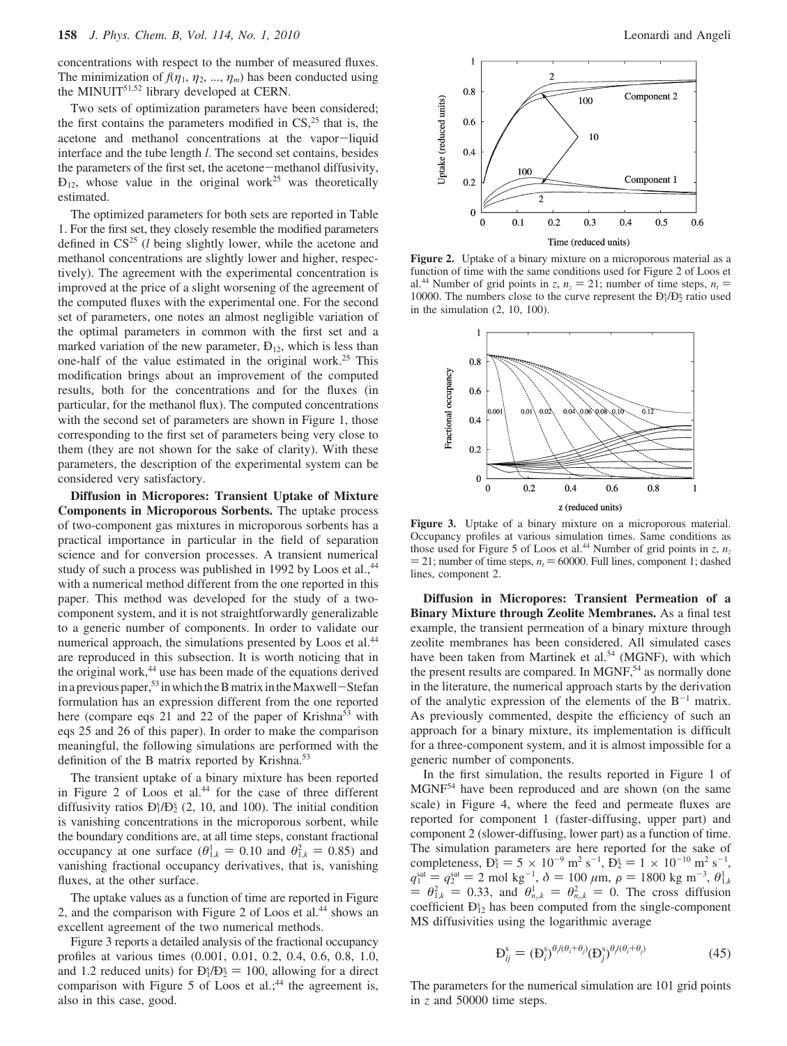concentrations with respect to the number of measured fluxes. The minimization of $f(\eta_1, \eta_2, ..., \eta_m)$ has been conducted using the MINUIT[51,52] library developed at CERN.

Two sets of optimization parameters have been considered; the first contains the parameters modified in CS,[25] that is, the acetone and methanol concentrations at the vapor–liquid interface and the tube length $l$. The second set contains, besides the parameters of the first set, the acetone–methanol diffusivity, $Đ_{12}$, whose value in the original work[25] was theoretically estimated.

The optimized parameters for both sets are reported in Table 1. For the first set, they closely resemble the modified parameters defined in CS[25] ($l$ being slightly lower, while the acetone and methanol concentrations are slightly lower and higher, respectively). The agreement with the experimental concentration is improved at the price of a slight worsening of the agreement of the computed fluxes with the experimental one. For the second set of parameters, one notes an almost negligible variation of the optimal parameters in common with the first set and a marked variation of the new parameter, $Đ_{12}$, which is less than one-half of the value estimated in the original work.[25] This modification brings about an improvement of the computed results, both for the concentrations and for the fluxes (in particular, for the methanol flux). The computed concentrations with the second set of parameters are shown in Figure 1, those corresponding to the first set of parameters being very close to them (they are not shown for the sake of clarity). With these parameters, the description of the experimental system can be considered very satisfactory.

**Diffusion in Micropores: Transient Uptake of Mixture Components in Microporous Sorbents.** The uptake process of two-component gas mixtures in microporous sorbents has a practical importance in particular in the field of separation science and for conversion processes. A transient numerical study of such a process was published in 1992 by Loos et al.,[44] with a numerical method different from the one reported in this paper. This method was developed for the study of a two-component system, and it is not straightforwardly generalizable to a generic number of components. In order to validate our numerical approach, the simulations presented by Loos et al.[44] are reproduced in this subsection. It is worth noticing that in the original work,[44] use has been made of the equations derived in a previous paper,[53] in which the B matrix in the Maxwell–Stefan formulation has an expression different from the one reported here (compare eqs 21 and 22 of the paper of Krishna[53] with eqs 25 and 26 of this paper). In order to make the comparison meaningful, the following simulations are performed with the definition of the B matrix reported by Krishna.[53]

The transient uptake of a binary mixture has been reported in Figure 2 of Loos et al.[44] for the case of three different diffusivity ratios $Đ_1^s/Đ_2^s$ (2, 10, and 100). The initial condition is vanishing concentrations in the microporous sorbent, while the boundary conditions are, at all time steps, constant fractional occupancy at one surface ($\theta_{1,k}^1 = 0.10$ and $\theta_{1,k}^2 = 0.85$) and vanishing fractional occupancy derivatives, that is, vanishing fluxes, at the other surface.

The uptake values as a function of time are reported in Figure 2, and the comparison with Figure 2 of Loos et al.[44] shows an excellent agreement of the two numerical methods.

Figure 3 reports a detailed analysis of the fractional occupancy profiles at various times (0.001, 0.01, 0.2, 0.4, 0.6, 0.8, 1.0, and 1.2 reduced units) for $Đ_1^s/Đ_2^s = 100$, allowing for a direct comparison with Figure 5 of Loos et al.;[44] the agreement is, also in this case, good.

**Figure 2.** Uptake of a binary mixture on a microporous material as a function of time with the same conditions used for Figure 2 of Loos et al.[44] Number of grid points in $z$, $n_z = 21$; number of time steps, $n_t = 10000$. The numbers close to the curve represent the $Đ_1^s/Đ_2^s$ ratio used in the simulation (2, 10, 100).

**Figure 3.** Uptake of a binary mixture on a microporous material. Occupancy profiles at various simulation times. Same conditions as those used for Figure 5 of Loos et al.[44] Number of grid points in $z$, $n_z = 21$; number of time steps, $n_t = 60000$. Full lines, component 1; dashed lines, component 2.

**Diffusion in Micropores: Transient Permeation of a Binary Mixture through Zeolite Membranes.** As a final test example, the transient permeation of a binary mixture through zeolite membranes has been considered. All simulated cases have been taken from Martinek et al.[54] (MGNF), with which the present results are compared. In MGNF,[54] as normally done in the literature, the numerical approach starts by the derivation of the analytic expression of the elements of the $B^{-1}$ matrix. As previously commented, despite the efficiency of such an approach for a binary mixture, its implementation is difficult for a three-component system, and it is almost impossible for a generic number of components.

In the first simulation, the results reported in Figure 1 of MGNF[54] have been reproduced and are shown (on the same scale) in Figure 4, where the feed and permeate fluxes are reported for component 1 (faster-diffusing, upper part) and component 2 (slower-diffusing, lower part) as a function of time. The simulation parameters are here reported for the sake of completeness, $Đ_1^s = 5 \times 10^{-9}$ m$^2$ s$^{-1}$, $Đ_2^s = 1 \times 10^{-10}$ m$^2$ s$^{-1}$, $q_1^{sat} = q_2^{sat} = 2$ mol kg$^{-1}$, $\delta = 100$ $\mu$m, $\rho = 1800$ kg m$^{-3}$, $\theta_{1,k}^1 = \theta_{1,k}^2 = 0.33$, and $\theta_{n_z,k}^1 = \theta_{n_z,k}^2 = 0$. The cross diffusion coefficient $Đ_{12}^s$ has been computed from the single-component MS diffusivities using the logarithmic average

$$Đ_{ij}^s = (Đ_i^s)^{\theta_i/(\theta_i+\theta_j)}(Đ_j^s)^{\theta_j/(\theta_i+\theta_j)} \tag{45}$$

The parameters for the numerical simulation are 101 grid points in $z$ and 50000 time steps.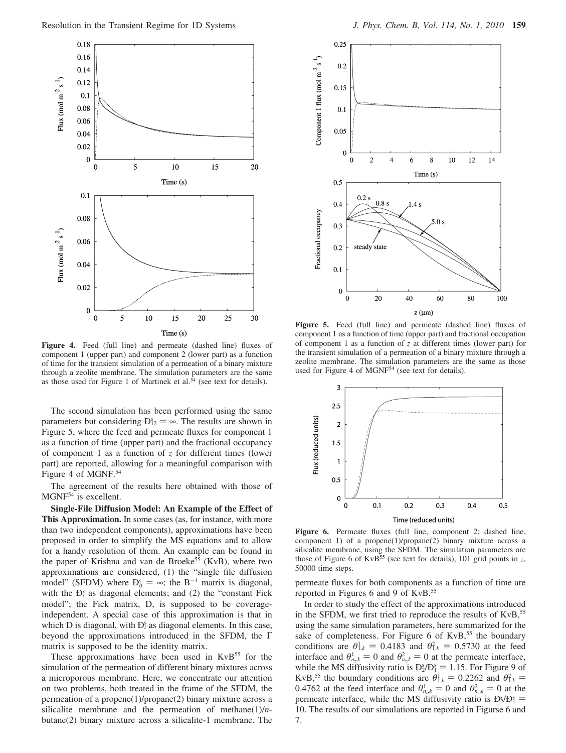**Figure 4.** Feed (full line) and permeate (dashed line) fluxes of component 1 (upper part) and component 2 (lower part) as a function of time for the transient simulation of a permeation of a binary mixture through a zeolite membrane. The simulation parameters are the same as those used for Figure 1 of Martinek et al.[54] (see text for details).

The second simulation has been performed using the same parameters but considering $Đ^s_{12} = \infty$. The results are shown in Figure 5, where the feed and permeate fluxes for component 1 as a function of time (upper part) and the fractional occupancy of component 1 as a function of $z$ for different times (lower part) are reported, allowing for a meaningful comparison with Figure 4 of MGNF.[54]

The agreement of the results here obtained with those of MGNF[54] is excellent.

**Single-File Diffusion Model: An Example of the Effect of This Approximation.** In some cases (as, for instance, with more than two independent components), approximations have been proposed in order to simplify the MS equations and to allow for a handy resolution of them. An example can be found in the paper of Krishna and van de Broeke[55] (KvB), where two approximations are considered, (1) the "single file diffusion model" (SFDM) where $Đ^s_{ij} = \infty$; the $B^{-1}$ matrix is diagonal, with the $Đ^s_i$ as diagonal elements; and (2) the "constant Fick model"; the Fick matrix, D, is supposed to be coverage-independent. A special case of this approximation is that in which D is diagonal, with $Đ^s_i$ as diagonal elements. In this case, beyond the approximations introduced in the SFDM, the $\Gamma$ matrix is supposed to be the identity matrix.

These approximations have been used in KvB[55] for the simulation of the permeation of different binary mixtures across a microporous membrane. Here, we concentrate our attention on two problems, both treated in the frame of the SFDM, the permeation of a propene(1)/propane(2) binary mixture across a silicalite membrane and the permeation of methane(1)/*n*-butane(2) binary mixture across a silicalite-1 membrane. The permeate fluxes for both components as a function of time are reported in Figures 6 and 9 of KvB.[55]

**Figure 5.** Feed (full line) and permeate (dashed line) fluxes of component 1 as a function of time (upper part) and fractional occupation of component 1 as a function of $z$ at different times (lower part) for the transient simulation of a permeation of a binary mixture through a zeolite membrane. The simulation parameters are the same as those used for Figure 4 of MGNF[54] (see text for details).

**Figure 6.** Permeate fluxes (full line, component 2; dashed line, component 1) of a propene(1)/propane(2) binary mixture across a silicalite membrane, using the SFDM. The simulation parameters are those of Figure 6 of KvB[55] (see text for details), 101 grid points in $z$, 50000 time steps.

In order to study the effect of the approximations introduced in the SFDM, we first tried to reproduce the results of KvB,[55] using the same simulation parameters, here summarized for the sake of completeness. For Figure 6 of KvB,[55] the boundary conditions are $\theta^1_{1,k} = 0.4183$ and $\theta^2_{1,k} = 0.5730$ at the feed interface and $\theta^1_{n_z,k} = 0$ and $\theta^2_{n_z,k} = 0$ at the permeate interface, while the MS diffusivity ratio is $Đ^s_2/Đ^s_1 = 1.15$. For Figure 9 of KvB,[55] the boundary conditions are $\theta^1_{1,k} = 0.2262$ and $\theta^2_{1,k} = 0.4762$ at the feed interface and $\theta^1_{n_z,k} = 0$ and $\theta^2_{n_z,k} = 0$ at the permeate interface, while the MS diffusivity ratio is $Đ^s_2/Đ^s_1 = 10$. The results of our simulations are reported in Figurse 6 and 7.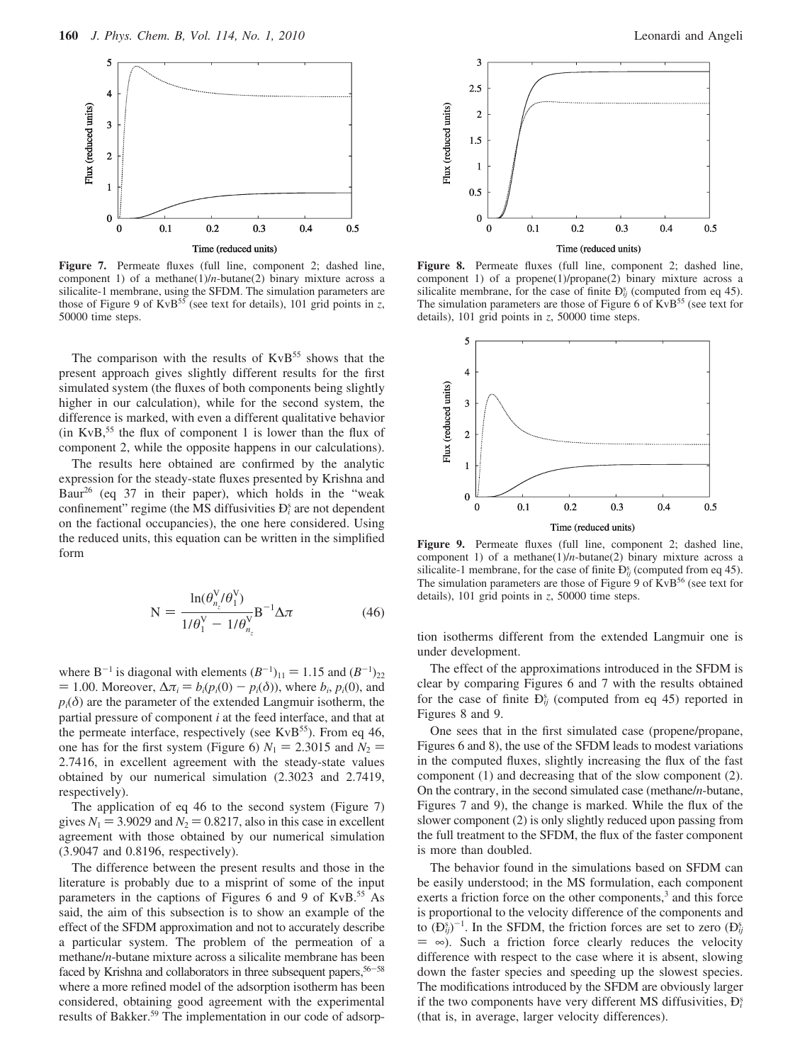Figure 7. Permeate fluxes (full line, component 2; dashed line, component 1) of a methane(1)/n-butane(2) binary mixture across a silicalite-1 membrane, using the SFDM. The simulation parameters are those of Figure 9 of KvB[55] (see text for details), 101 grid points in z, 50000 time steps.

The comparison with the results of KvB[55] shows that the present approach gives slightly different results for the first simulated system (the fluxes of both components being slightly higher in our calculation), while for the second system, the difference is marked, with even a different qualitative behavior (in KvB,[55] the flux of component 1 is lower than the flux of component 2, while the opposite happens in our calculations).

The results here obtained are confirmed by the analytic expression for the steady-state fluxes presented by Krishna and Baur[26] (eq 37 in their paper), which holds in the "weak confinement" regime (the MS diffusivities $Đ_i^s$ are not dependent on the factional occupancies), the one here considered. Using the reduced units, this equation can be written in the simplified form

$$\mathrm{N} = \frac{\ln(\theta_{n_z}^{\mathrm{V}}/\theta_1^{\mathrm{V}})}{1/\theta_1^{\mathrm{V}} - 1/\theta_{n_z}^{\mathrm{V}}}\mathrm{B}^{-1}\Delta\pi \tag{46}$$

where $\mathrm{B}^{-1}$ is diagonal with elements $(B^{-1})_{11} = 1.15$ and $(B^{-1})_{22} = 1.00$. Moreover, $\Delta\pi_i = b_i(p_i(0) - p_i(\delta))$, where $b_i$, $p_i(0)$, and $p_i(\delta)$ are the parameter of the extended Langmuir isotherm, the partial pressure of component $i$ at the feed interface, and that at the permeate interface, respectively (see KvB[55]). From eq 46, one has for the first system (Figure 6) $N_1 = 2.3015$ and $N_2 = 2.7416$, in excellent agreement with the steady-state values obtained by our numerical simulation (2.3023 and 2.7419, respectively).

The application of eq 46 to the second system (Figure 7) gives $N_1 = 3.9029$ and $N_2 = 0.8217$, also in this case in excellent agreement with those obtained by our numerical simulation (3.9047 and 0.8196, respectively).

The difference between the present results and those in the literature is probably due to a misprint of some of the input parameters in the captions of Figures 6 and 9 of KvB.[55] As said, the aim of this subsection is to show an example of the effect of the SFDM approximation and not to accurately describe a particular system. The problem of the permeation of a methane/n-butane mixture across a silicalite membrane has been faced by Krishna and collaborators in three subsequent papers,[56-58] where a more refined model of the adsorption isotherm has been considered, obtaining good agreement with the experimental results of Bakker.[59] The implementation in our code of adsorption isotherms different from the extended Langmuir one is under development.

Figure 8. Permeate fluxes (full line, component 2; dashed line, component 1) of a propene(1)/propane(2) binary mixture across a silicalite membrane, for the case of finite $Đ_{ij}^s$ (computed from eq 45). The simulation parameters are those of Figure 6 of KvB[55] (see text for details), 101 grid points in z, 50000 time steps.

Figure 9. Permeate fluxes (full line, component 2; dashed line, component 1) of a methane(1)/n-butane(2) binary mixture across a silicalite-1 membrane, for the case of finite $Đ_{ij}^s$ (computed from eq 45). The simulation parameters are those of Figure 9 of KvB[56] (see text for details), 101 grid points in z, 50000 time steps.

The effect of the approximations introduced in the SFDM is clear by comparing Figures 6 and 7 with the results obtained for the case of finite $Đ_{ij}^s$ (computed from eq 45) reported in Figures 8 and 9.

One sees that in the first simulated case (propene/propane, Figures 6 and 8), the use of the SFDM leads to modest variations in the computed fluxes, slightly increasing the flux of the fast component (1) and decreasing that of the slow component (2). On the contrary, in the second simulated case (methane/n-butane, Figures 7 and 9), the change is marked. While the flux of the slower component (2) is only slightly reduced upon passing from the full treatment to the SFDM, the flux of the faster component is more than doubled.

The behavior found in the simulations based on SFDM can be easily understood; in the MS formulation, each component exerts a friction force on the other components,[3] and this force is proportional to the velocity difference of the components and to $(Đ_{ij}^s)^{-1}$. In the SFDM, the friction forces are set to zero ($Đ_{ij}^s = \infty$). Such a friction force clearly reduces the velocity difference with respect to the case where it is absent, slowing down the faster species and speeding up the slowest species. The modifications introduced by the SFDM are obviously larger if the two components have very different MS diffusivities, $Đ_i^s$ (that is, in average, larger velocity differences).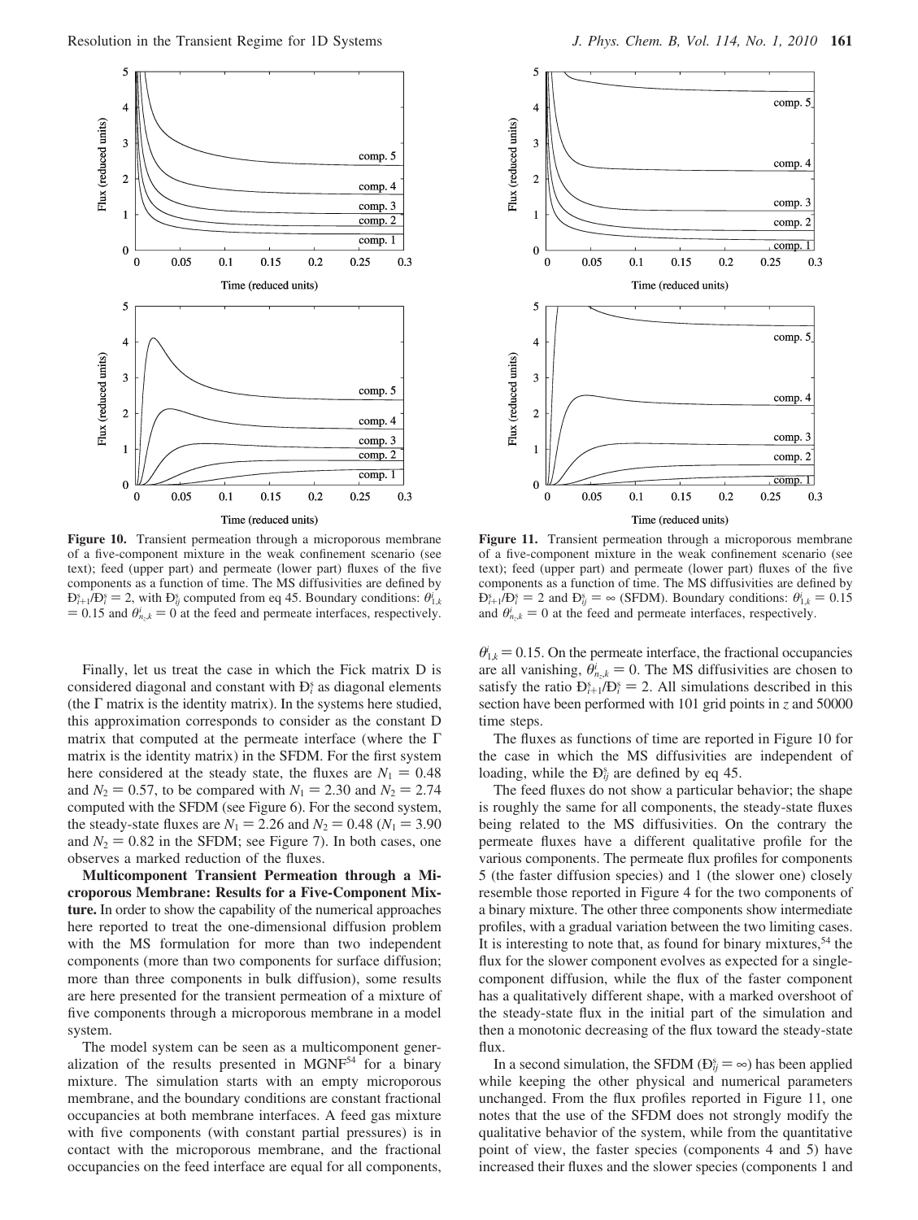**Figure 10.** Transient permeation through a microporous membrane of a five-component mixture in the weak confinement scenario (see text); feed (upper part) and permeate (lower part) fluxes of the five components as a function of time. The MS diffusivities are defined by $Đ_{i+1}^s/Đ_i^s = 2$, with $Đ_{ij}^s$ computed from eq 45. Boundary conditions: $\theta_{1,k}^i = 0.15$ and $\theta_{n_z,k}^i = 0$ at the feed and permeate interfaces, respectively.

**Figure 11.** Transient permeation through a microporous membrane of a five-component mixture in the weak confinement scenario (see text); feed (upper part) and permeate (lower part) fluxes of the five components as a function of time. The MS diffusivities are defined by $Đ_{i+1}^s/Đ_i^s = 2$ and $Đ_{ij}^s = \infty$ (SFDM). Boundary conditions: $\theta_{1,k}^i = 0.15$ and $\theta_{n_z,k}^i = 0$ at the feed and permeate interfaces, respectively.

Finally, let us treat the case in which the Fick matrix D is considered diagonal and constant with $Đ_i^s$ as diagonal elements (the Γ matrix is the identity matrix). In the systems here studied, this approximation corresponds to consider as the constant D matrix that computed at the permeate interface (where the Γ matrix is the identity matrix) in the SFDM. For the first system here considered at the steady state, the fluxes are $N_1 = 0.48$ and $N_2 = 0.57$, to be compared with $N_1 = 2.30$ and $N_2 = 2.74$ computed with the SFDM (see Figure 6). For the second system, the steady-state fluxes are $N_1 = 2.26$ and $N_2 = 0.48$ ($N_1 = 3.90$ and $N_2 = 0.82$ in the SFDM; see Figure 7). In both cases, one observes a marked reduction of the fluxes.

**Multicomponent Transient Permeation through a Microporous Membrane: Results for a Five-Component Mixture.** In order to show the capability of the numerical approaches here reported to treat the one-dimensional diffusion problem with the MS formulation for more than two independent components (more than two components for surface diffusion; more than three components in bulk diffusion), some results are here presented for the transient permeation of a mixture of five components through a microporous membrane in a model system.

The model system can be seen as a multicomponent generalization of the results presented in MGNF[54] for a binary mixture. The simulation starts with an empty microporous membrane, and the boundary conditions are constant fractional occupancies at both membrane interfaces. A feed gas mixture with five components (with constant partial pressures) is in contact with the microporous membrane, and the fractional occupancies on the feed interface are equal for all components, $\theta_{1,k}^i = 0.15$. On the permeate interface, the fractional occupancies are all vanishing, $\theta_{n_z,k}^i = 0$. The MS diffusivities are chosen to satisfy the ratio $Đ_{i+1}^s/Đ_i^s = 2$. All simulations described in this section have been performed with 101 grid points in $z$ and 50000 time steps.

The fluxes as functions of time are reported in Figure 10 for the case in which the MS diffusivities are independent of loading, while the $Đ_{ij}^s$ are defined by eq 45.

The feed fluxes do not show a particular behavior; the shape is roughly the same for all components, the steady-state fluxes being related to the MS diffusivities. On the contrary the permeate fluxes have a different qualitative profile for the various components. The permeate flux profiles for components 5 (the faster diffusion species) and 1 (the slower one) closely resemble those reported in Figure 4 for the two components of a binary mixture. The other three components show intermediate profiles, with a gradual variation between the two limiting cases. It is interesting to note that, as found for binary mixtures,[54] the flux for the slower component evolves as expected for a single-component diffusion, while the flux of the faster component has a qualitatively different shape, with a marked overshoot of the steady-state flux in the initial part of the simulation and then a monotonic decreasing of the flux toward the steady-state flux.

In a second simulation, the SFDM ($Đ_{ij}^s = \infty$) has been applied while keeping the other physical and numerical parameters unchanged. From the flux profiles reported in Figure 11, one notes that the use of the SFDM does not strongly modify the qualitative behavior of the system, while from the quantitative point of view, the faster species (components 4 and 5) have increased their fluxes and the slower species (components 1 and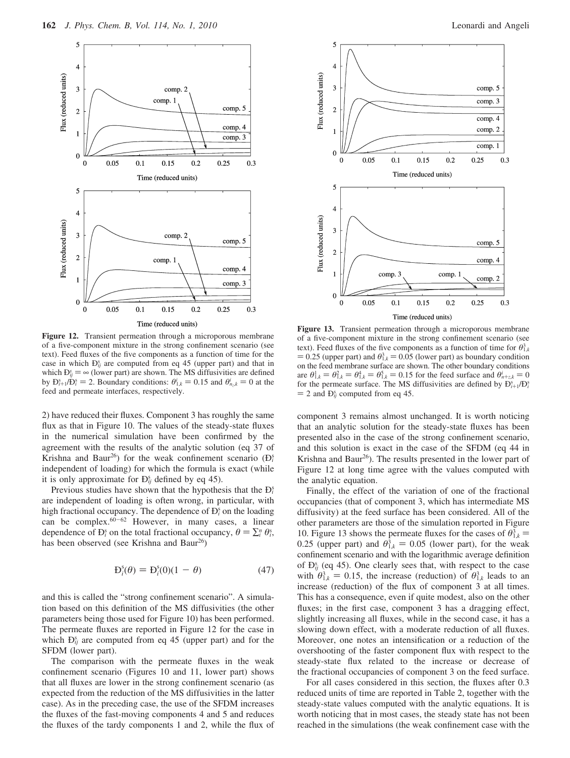**Figure 12.** Transient permeation through a microporous membrane of a five-component mixture in the strong confinement scenario (see text). Feed fluxes of the five components as a function of time for the case in which $Đ^s_{ij}$ are computed from eq 45 (upper part) and that in which $Đ^s_{ij} = \infty$ (lower part) are shown. The MS diffusivities are defined by $Đ^s_{i+1}/Đ^s_i = 2$. Boundary conditions: $\theta^i_{1,k} = 0.15$ and $\theta^i_{n_z,k} = 0$ at the feed and permeate interfaces, respectively.

**Figure 13.** Transient permeation through a microporous membrane of a five-component mixture in the strong confinement scenario (see text). Feed fluxes of the five components as a function of time for $\theta^3_{1,k} = 0.25$ (upper part) and $\theta^3_{1,k} = 0.05$ (lower part) as boundary condition on the feed membrane surface are shown. The other boundary conditions are $\theta^1_{1,k} = \theta^2_{1,k} = \theta^4_{1,k} = \theta^5_{1,k} = 0.15$ for the feed surface and $\theta^i_{n+z,k} = 0$ for the permeate surface. The MS diffusivities are defined by $Đ^s_{i+1}/Đ^s_i = 2$ and $Đ^s_{ij}$ computed from eq 45.

2) have reduced their fluxes. Component 3 has roughly the same flux as that in Figure 10. The values of the steady-state fluxes in the numerical simulation have been confirmed by the agreement with the results of the analytic solution (eq 37 of Krishna and Baur[26]) for the weak confinement scenario ($Đ^s_i$ independent of loading) for which the formula is exact (while it is only approximate for $Đ^s_{ij}$ defined by eq 45).

Previous studies have shown that the hypothesis that the $Đ^s_i$ are independent of loading is often wrong, in particular, with high fractional occupancy. The dependence of $Đ^s_i$ on the loading can be complex.[60-62] However, in many cases, a linear dependence of $Đ^s_i$ on the total fractional occupancy, $\theta = \sum_i^n \theta^s_i$, has been observed (see Krishna and Baur[26])

$$Đ^s_i(\theta) = Đ^s_i(0)(1 - \theta) \tag{47}$$

and this is called the "strong confinement scenario". A simulation based on this definition of the MS diffusivities (the other parameters being those used for Figure 10) has been performed. The permeate fluxes are reported in Figure 12 for the case in which $Đ^s_{ij}$ are computed from eq 45 (upper part) and for the SFDM (lower part).

The comparison with the permeate fluxes in the weak confinement scenario (Figures 10 and 11, lower part) shows that all fluxes are lower in the strong confinement scenario (as expected from the reduction of the MS diffusivities in the latter case). As in the preceding case, the use of the SFDM increases the fluxes of the fast-moving components 4 and 5 and reduces the fluxes of the tardy components 1 and 2, while the flux of component 3 remains almost unchanged. It is worth noticing that an analytic solution for the steady-state fluxes has been presented also in the case of the strong confinement scenario, and this solution is exact in the case of the SFDM (eq 44 in Krishna and Baur[26]). The results presented in the lower part of Figure 12 at long time agree with the values computed with the analytic equation.

Finally, the effect of the variation of one of the fractional occupancies (that of component 3, which has intermediate MS diffusivity) at the feed surface has been considered. All of the other parameters are those of the simulation reported in Figure 10. Figure 13 shows the permeate fluxes for the cases of $\theta^3_{1,k} = 0.25$ (upper part) and $\theta^3_{1,k} = 0.05$ (lower part), for the weak confinement scenario and with the logarithmic average definition of $Đ^s_{ij}$ (eq 45). One clearly sees that, with respect to the case with $\theta^3_{1,k} = 0.15$, the increase (reduction) of $\theta^3_{1,k}$ leads to an increase (reduction) of the flux of component 3 at all times. This has a consequence, even if quite modest, also on the other fluxes; in the first case, component 3 has a dragging effect, slightly increasing all fluxes, while in the second case, it has a slowing down effect, with a moderate reduction of all fluxes. Moreover, one notes an intensification or a reduction of the overshooting of the faster component flux with respect to the steady-state flux related to the increase or decrease of the fractional occupancies of component 3 on the feed surface.

For all cases considered in this section, the fluxes after 0.3 reduced units of time are reported in Table 2, together with the steady-state values computed with the analytic equations. It is worth noticing that in most cases, the steady state has not been reached in the simulations (the weak confinement case with the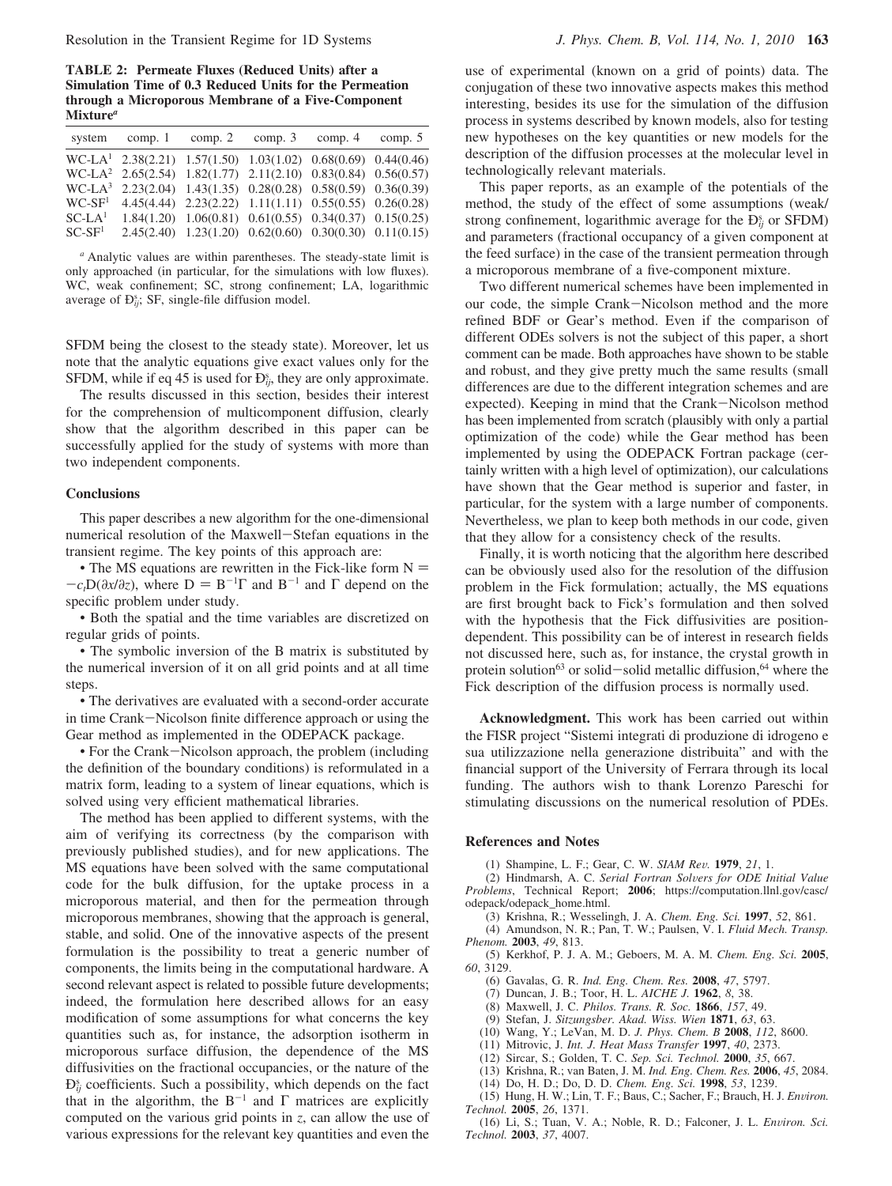**TABLE 2: Permeate Fluxes (Reduced Units) after a Simulation Time of 0.3 Reduced Units for the Permeation through a Microporous Membrane of a Five-Component Mixture**[a]

| system | comp. 1 | comp. 2 | comp. 3 | comp. 4 | comp. 5 |
|---|---|---|---|---|---|
| WC-LA[1] | 2.38(2.21) | 1.57(1.50) | 1.03(1.02) | 0.68(0.69) | 0.44(0.46) |
| WC-LA[2] | 2.65(2.54) | 1.82(1.77) | 2.11(2.10) | 0.83(0.84) | 0.56(0.57) |
| WC-LA[3] | 2.23(2.04) | 1.43(1.35) | 0.28(0.28) | 0.58(0.59) | 0.36(0.39) |
| WC-SF[1] | 4.45(4.44) | 2.23(2.22) | 1.11(1.11) | 0.55(0.55) | 0.26(0.28) |
| SC-LA[1] | 1.84(1.20) | 1.06(0.81) | 0.61(0.55) | 0.34(0.37) | 0.15(0.25) |
| SC-SF[1] | 2.45(2.40) | 1.23(1.20) | 0.62(0.60) | 0.30(0.30) | 0.11(0.15) |

[a] Analytic values are within parentheses. The steady-state limit is only approached (in particular, for the simulations with low fluxes). WC, weak confinement; SC, strong confinement; LA, logarithmic average of $Đ^s_{ij}$; SF, single-file diffusion model.

SFDM being the closest to the steady state). Moreover, let us note that the analytic equations give exact values only for the SFDM, while if eq 45 is used for $Đ^s_{ij}$, they are only approximate.

The results discussed in this section, besides their interest for the comprehension of multicomponent diffusion, clearly show that the algorithm described in this paper can be successfully applied for the study of systems with more than two independent components.

### Conclusions

This paper describes a new algorithm for the one-dimensional numerical resolution of the Maxwell–Stefan equations in the transient regime. The key points of this approach are:

• The MS equations are rewritten in the Fick-like form $N = -c_t D(\partial x/\partial z)$, where $D = B^{-1}\Gamma$ and $B^{-1}$ and $\Gamma$ depend on the specific problem under study.

• Both the spatial and the time variables are discretized on regular grids of points.

• The symbolic inversion of the B matrix is substituted by the numerical inversion of it on all grid points and at all time steps.

• The derivatives are evaluated with a second-order accurate in time Crank–Nicolson finite difference approach or using the Gear method as implemented in the ODEPACK package.

• For the Crank–Nicolson approach, the problem (including the definition of the boundary conditions) is reformulated in a matrix form, leading to a system of linear equations, which is solved using very efficient mathematical libraries.

The method has been applied to different systems, with the aim of verifying its correctness (by the comparison with previously published studies), and for new applications. The MS equations have been solved with the same computational code for the bulk diffusion, for the uptake process in a microporous material, and then for the permeation through microporous membranes, showing that the approach is general, stable, and solid. One of the innovative aspects of the present formulation is the possibility to treat a generic number of components, the limits being in the computational hardware. A second relevant aspect is related to possible future developments; indeed, the formulation here described allows for an easy modification of some assumptions for what concerns the key quantities such as, for instance, the adsorption isotherm in microporous surface diffusion, the dependence of the MS diffusivities on the fractional occupancies, or the nature of the $Đ^s_{ij}$ coefficients. Such a possibility, which depends on the fact that in the algorithm, the $B^{-1}$ and $\Gamma$ matrices are explicitly computed on the various grid points in $z$, can allow the use of various expressions for the relevant key quantities and even the use of experimental (known on a grid of points) data. The conjugation of these two innovative aspects makes this method interesting, besides its use for the simulation of the diffusion process in systems described by known models, also for testing new hypotheses on the key quantities or new models for the description of the diffusion processes at the molecular level in technologically relevant materials.

This paper reports, as an example of the potentials of the method, the study of the effect of some assumptions (weak/strong confinement, logarithmic average for the $Đ^s_{ij}$ or SFDM) and parameters (fractional occupancy of a given component at the feed surface) in the case of the transient permeation through a microporous membrane of a five-component mixture.

Two different numerical schemes have been implemented in our code, the simple Crank–Nicolson method and the more refined BDF or Gear's method. Even if the comparison of different ODEs solvers is not the subject of this paper, a short comment can be made. Both approaches have shown to be stable and robust, and they give pretty much the same results (small differences are due to the different integration schemes and are expected). Keeping in mind that the Crank–Nicolson method has been implemented from scratch (plausibly with only a partial optimization of the code) while the Gear method has been implemented by using the ODEPACK Fortran package (certainly written with a high level of optimization), our calculations have shown that the Gear method is superior and faster, in particular, for the system with a large number of components. Nevertheless, we plan to keep both methods in our code, given that they allow for a consistency check of the results.

Finally, it is worth noticing that the algorithm here described can be obviously used also for the resolution of the diffusion problem in the Fick formulation; actually, the MS equations are first brought back to Fick's formulation and then solved with the hypothesis that the Fick diffusivities are position-dependent. This possibility can be of interest in research fields not discussed here, such as, for instance, the crystal growth in protein solution[63] or solid–solid metallic diffusion,[64] where the Fick description of the diffusion process is normally used.

**Acknowledgment.** This work has been carried out within the FISR project "Sistemi integrati di produzione di idrogeno e sua utilizzazione nella generazione distribuita" and with the financial support of the University of Ferrara through its local funding. The authors wish to thank Lorenzo Pareschi for stimulating discussions on the numerical resolution of PDEs.

### References and Notes

(1) Shampine, L. F.; Gear, C. W. *SIAM Rev.* **1979**, *21*, 1.
(2) Hindmarsh, A. C. *Serial Fortran Solvers for ODE Initial Value Problems*, Technical Report; **2006**; https://computation.llnl.gov/casc/odepack/odepack_home.html.
(3) Krishna, R.; Wesselingh, J. A. *Chem. Eng. Sci.* **1997**, *52*, 861.
(4) Amundson, N. R.; Pan, T. W.; Paulsen, V. I. *Fluid Mech. Transp. Phenom.* **2003**, *49*, 813.
(5) Kerkhof, P. J. A. M.; Geboers, M. A. M. *Chem. Eng. Sci.* **2005**, *60*, 3129.
(6) Gavalas, G. R. *Ind. Eng. Chem. Res.* **2008**, *47*, 5797.
(7) Duncan, J. B.; Toor, H. L. *AICHE J.* **1962**, *8*, 38.
(8) Maxwell, J. C. *Philos. Trans. R. Soc.* **1866**, *157*, 49.
(9) Stefan, J. *Sitzungsber. Akad. Wiss. Wien* **1871**, *63*, 63.
(10) Wang, Y.; LeVan, M. D. *J. Phys. Chem. B* **2008**, *112*, 8600.
(11) Mitrovic, J. *Int. J. Heat Mass Transfer* **1997**, *40*, 2373.
(12) Sircar, S.; Golden, T. C. *Sep. Sci. Technol.* **2000**, *35*, 667.
(13) Krishna, R.; van Baten, J. M. *Ind. Eng. Chem. Res.* **2006**, *45*, 2084.
(14) Do, H. D.; Do, D. D. *Chem. Eng. Sci.* **1998**, *53*, 1239.
(15) Hung, H. W.; Lin, T. F.; Baus, C.; Sacher, F.; Brauch, H. J. *Environ. Technol.* **2005**, *26*, 1371.
(16) Li, S.; Tuan, V. A.; Noble, R. D.; Falconer, J. L. *Environ. Sci. Technol.* **2003**, *37*, 4007.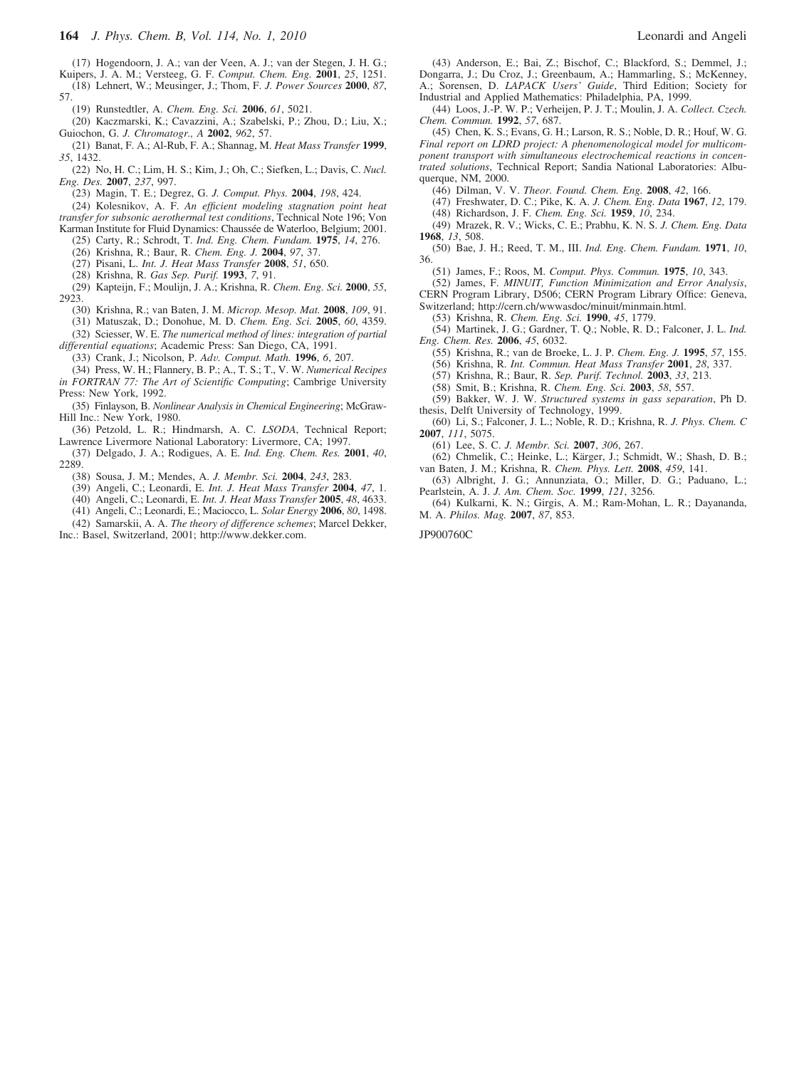(17) Hogendoorn, J. A.; van der Veen, A. J.; van der Stegen, J. H. G.; Kuipers, J. A. M.; Versteeg, G. F. *Comput. Chem. Eng.* **2001**, *25*, 1251.

(18) Lehnert, W.; Meusinger, J.; Thom, F. *J. Power Sources* **2000**, *87*, 57.

(19) Runstedtler, A. *Chem. Eng. Sci.* **2006**, *61*, 5021.

(20) Kaczmarski, K.; Cavazzini, A.; Szabelski, P.; Zhou, D.; Liu, X.; Guiochon, G. *J. Chromatogr., A* **2002**, *962*, 57.

(21) Banat, F. A.; Al-Rub, F. A.; Shannag, M. *Heat Mass Transfer* **1999**, *35*, 1432.

(22) No, H. C.; Lim, H. S.; Kim, J.; Oh, C.; Siefken, L.; Davis, C. *Nucl. Eng. Des.* **2007**, *237*, 997.

(23) Magin, T. E.; Degrez, G. *J. Comput. Phys.* **2004**, *198*, 424.

(24) Kolesnikov, A. F. *An efficient modeling stagnation point heat transfer for subsonic aerothermal test conditions*, Technical Note 196; Von Karman Institute for Fluid Dynamics: Chaussée de Waterloo, Belgium; 2001.

(25) Carty, R.; Schrodt, T. *Ind. Eng. Chem. Fundam.* **1975**, *14*, 276.

(26) Krishna, R.; Baur, R. *Chem. Eng. J.* **2004**, *97*, 37.

(27) Pisani, L. *Int. J. Heat Mass Transfer* **2008**, *51*, 650.

(28) Krishna, R. *Gas Sep. Purif.* **1993**, *7*, 91.

(29) Kapteijn, F.; Moulijn, J. A.; Krishna, R. *Chem. Eng. Sci.* **2000**, *55*, 2923.

(30) Krishna, R.; van Baten, J. M. *Microp. Mesop. Mat.* **2008**, *109*, 91.

(31) Matuszak, D.; Donohue, M. D. *Chem. Eng. Sci.* **2005**, *60*, 4359.

(32) Sciesser, W. E. *The numerical method of lines: integration of partial differential equations*; Academic Press: San Diego, CA, 1991.

(33) Crank, J.; Nicolson, P. *Adv. Comput. Math.* **1996**, *6*, 207.

(34) Press, W. H.; Flannery, B. P.; A., T. S.; T., V. W. *Numerical Recipes in FORTRAN 77: The Art of Scientific Computing*; Cambrige University Press: New York, 1992.

(35) Finlayson, B. *Nonlinear Analysis in Chemical Engineering*; McGraw-Hill Inc.: New York, 1980.

(36) Petzold, L. R.; Hindmarsh, A. C. *LSODA*, Technical Report; Lawrence Livermore National Laboratory: Livermore, CA; 1997.

(37) Delgado, J. A.; Rodigues, A. E. *Ind. Eng. Chem. Res.* **2001**, *40*, 2289.

(38) Sousa, J. M.; Mendes, A. *J. Membr. Sci.* **2004**, *243*, 283.

(39) Angeli, C.; Leonardi, E. *Int. J. Heat Mass Transfer* **2004**, *47*, 1.

(40) Angeli, C.; Leonardi, E. *Int. J. Heat Mass Transfer* **2005**, *48*, 4633.

(41) Angeli, C.; Leonardi, E.; Maciocco, L. *Solar Energy* **2006**, *80*, 1498.

(42) Samarskii, A. A. *The theory of difference schemes*; Marcel Dekker, Inc.: Basel, Switzerland, 2001; http://www.dekker.com.

(43) Anderson, E.; Bai, Z.; Bischof, C.; Blackford, S.; Demmel, J.; Dongarra, J.; Du Croz, J.; Greenbaum, A.; Hammarling, S.; McKenney, A.; Sorensen, D. *LAPACK Users' Guide*, Third Edition; Society for Industrial and Applied Mathematics: Philadelphia, PA, 1999.

(44) Loos, J.-P. W. P.; Verheijen, P. J. T.; Moulin, J. A. *Collect. Czech. Chem. Commun.* **1992**, *57*, 687.

(45) Chen, K. S.; Evans, G. H.; Larson, R. S.; Noble, D. R.; Houf, W. G. *Final report on LDRD project: A phenomenological model for multicomponent transport with simultaneous electrochemical reactions in concentrated solutions*, Technical Report; Sandia National Laboratories: Albuquerque, NM, 2000.

(46) Dilman, V. V. *Theor. Found. Chem. Eng.* **2008**, *42*, 166.

(47) Freshwater, D. C.; Pike, K. A. *J. Chem. Eng. Data* **1967**, *12*, 179.

(48) Richardson, J. F. *Chem. Eng. Sci.* **1959**, *10*, 234.

(49) Mrazek, R. V.; Wicks, C. E.; Prabhu, K. N. S. *J. Chem. Eng. Data* **1968**, *13*, 508.

(50) Bae, J. H.; Reed, T. M., III. *Ind. Eng. Chem. Fundam.* **1971**, *10*, 36.

(51) James, F.; Roos, M. *Comput. Phys. Commun.* **1975**, *10*, 343.

(52) James, F. *MINUIT, Function Minimization and Error Analysis*, CERN Program Library, D506; CERN Program Library Office: Geneva, Switzerland; http://cern.ch/wwwasdoc/minuit/minmain.html.

(53) Krishna, R. *Chem. Eng. Sci.* **1990**, *45*, 1779.

(54) Martinek, J. G.; Gardner, T. Q.; Noble, R. D.; Falconer, J. L. *Ind. Eng. Chem. Res.* **2006**, *45*, 6032.

(55) Krishna, R.; van de Broeke, L. J. P. *Chem. Eng. J.* **1995**, *57*, 155.

(56) Krishna, R. *Int. Commun. Heat Mass Transfer* **2001**, *28*, 337.

(57) Krishna, R.; Baur, R. *Sep. Purif. Technol.* **2003**, *33*, 213.

(58) Smit, B.; Krishna, R. *Chem. Eng. Sci.* **2003**, *58*, 557.

(59) Bakker, W. J. W. *Structured systems in gass separation*, Ph D. thesis, Delft University of Technology, 1999.

(60) Li, S.; Falconer, J. L.; Noble, R. D.; Krishna, R. *J. Phys. Chem. C* **2007**, *111*, 5075.

(61) Lee, S. C. *J. Membr. Sci.* **2007**, *306*, 267.

(62) Chmelik, C.; Heinke, L.; Kärger, J.; Schmidt, W.; Shash, D. B.; van Baten, J. M.; Krishna, R. *Chem. Phys. Lett.* **2008**, *459*, 141.

(63) Albright, J. G.; Annunziata, O.; Miller, D. G.; Paduano, L.; Pearlstein, A. J. *J. Am. Chem. Soc.* **1999**, *121*, 3256.

(64) Kulkarni, K. N.; Girgis, A. M.; Ram-Mohan, L. R.; Dayananda, M. A. *Philos. Mag.* **2007**, *87*, 853.

JP900760C